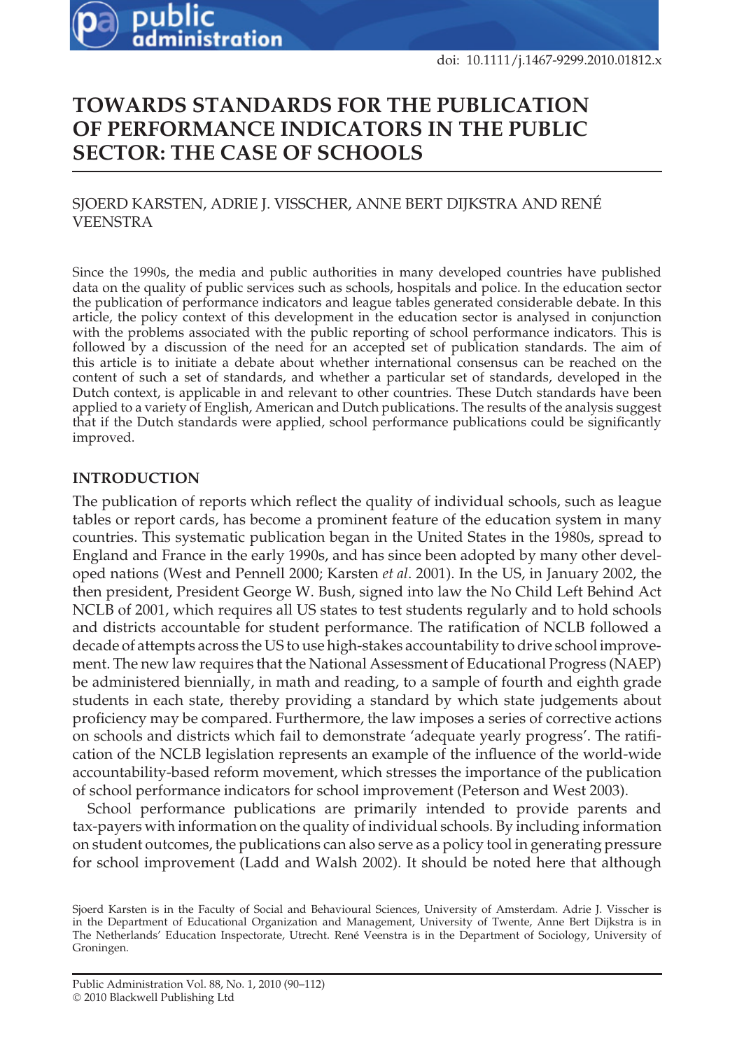doi: 10.1111/j.1467-9299.2010.01812.x

# TOWARDS STANDARDS FOR THE PUBLICATION OF PERFORMANCE INDICATORS IN THE PUBLIC SECTOR: THE CASE OF SCHOOLS

SJOERD KARSTEN, ADRIE J. VISSCHER, ANNE BERT DIJKSTRA AND RENÉ VEENSTRA

Since the 1990s, the media and public authorities in many developed countries have published data on the quality of public services such as schools, hospitals and police. In the education sector the publication of performance indicators and league tables generated considerable debate. In this article, the policy context of this development in the education sector is analysed in conjunction with the problems associated with the public reporting of school performance indicators. This is followed by a discussion of the need for an accepted set of publication standards. The aim of this article is to initiate a debate about whether international consensus can be reached on the content of such a set of standards, and whether a particular set of standards, developed in the Dutch context, is applicable in and relevant to other countries. These Dutch standards have been applied to a variety of English, American and Dutch publications. The results of the analysis suggest that if the Dutch standards were applied, school performance publications could be significantly improved.

## INTRODUCTION

The publication of reports which reflect the quality of individual schools, such as league tables or report cards, has become a prominent feature of the education system in many countries. This systematic publication began in the United States in the 1980s, spread to England and France in the early 1990s, and has since been adopted by many other developed nations (West and Pennell 2000; Karsten *et al*. 2001). In the US, in January 2002, the then president, President George W. Bush, signed into law the No Child Left Behind Act NCLB of 2001, which requires all US states to test students regularly and to hold schools and districts accountable for student performance. The ratification of NCLB followed a decade of attempts across the US to use high-stakes accountability to drive school improvement. The new law requires that the National Assessment of Educational Progress (NAEP) be administered biennially, in math and reading, to a sample of fourth and eighth grade students in each state, thereby providing a standard by which state judgements about proficiency may be compared. Furthermore, the law imposes a series of corrective actions on schools and districts which fail to demonstrate 'adequate yearly progress'. The ratification of the NCLB legislation represents an example of the influence of the world-wide accountability-based reform movement, which stresses the importance of the publication of school performance indicators for school improvement (Peterson and West 2003).

School performance publications are primarily intended to provide parents and tax-payers with information on the quality of individual schools. By including information on student outcomes, the publications can also serve as a policy tool in generating pressure for school improvement (Ladd and Walsh 2002). It should be noted here that although

Sjoerd Karsten is in the Faculty of Social and Behavioural Sciences, University of Amsterdam. Adrie J. Visscher is in the Department of Educational Organization and Management, University of Twente, Anne Bert Dijkstra is in The Netherlands' Education Inspectorate, Utrecht. René Veenstra is in the Department of Sociology, University of Groningen.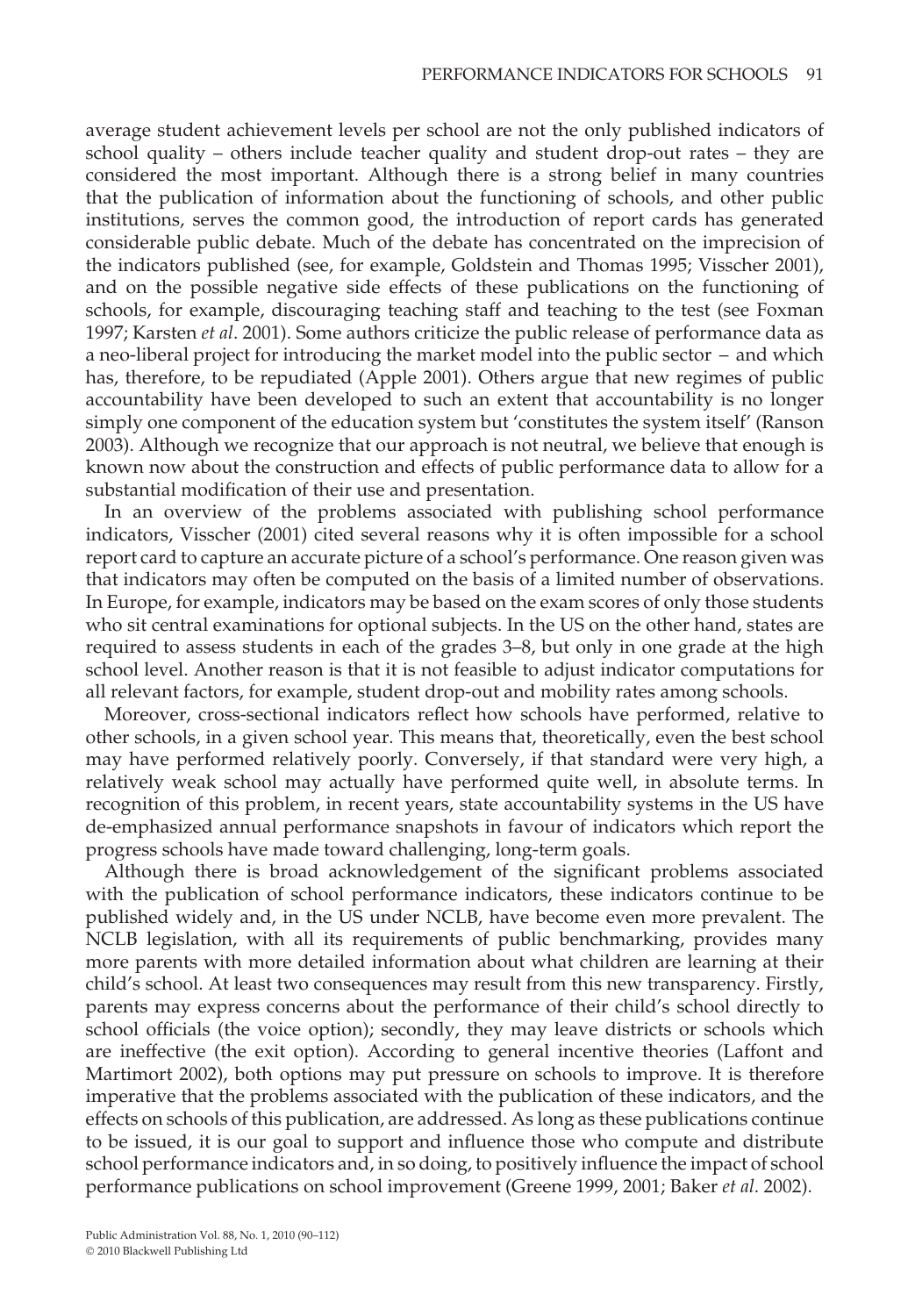average student achievement levels per school are not the only published indicators of school quality – others include teacher quality and student drop-out rates – they are considered the most important. Although there is a strong belief in many countries that the publication of information about the functioning of schools, and other public institutions, serves the common good, the introduction of report cards has generated considerable public debate. Much of the debate has concentrated on the imprecision of the indicators published (see, for example, Goldstein and Thomas 1995; Visscher 2001), and on the possible negative side effects of these publications on the functioning of schools, for example, discouraging teaching staff and teaching to the test (see Foxman 1997; Karsten *et al*. 2001). Some authors criticize the public release of performance data as a neo-liberal project for introducing the market model into the public sector – and which has, therefore, to be repudiated (Apple 2001). Others argue that new regimes of public accountability have been developed to such an extent that accountability is no longer simply one component of the education system but 'constitutes the system itself' (Ranson 2003). Although we recognize that our approach is not neutral, we believe that enough is known now about the construction and effects of public performance data to allow for a substantial modification of their use and presentation.

In an overview of the problems associated with publishing school performance indicators, Visscher (2001) cited several reasons why it is often impossible for a school report card to capture an accurate picture of a school's performance. One reason given was that indicators may often be computed on the basis of a limited number of observations. In Europe, for example, indicators may be based on the exam scores of only those students who sit central examinations for optional subjects. In the US on the other hand, states are required to assess students in each of the grades 3–8, but only in one grade at the high school level. Another reason is that it is not feasible to adjust indicator computations for all relevant factors, for example, student drop-out and mobility rates among schools.

Moreover, cross-sectional indicators reflect how schools have performed, relative to other schools, in a given school year. This means that, theoretically, even the best school may have performed relatively poorly. Conversely, if that standard were very high, a relatively weak school may actually have performed quite well, in absolute terms. In recognition of this problem, in recent years, state accountability systems in the US have de-emphasized annual performance snapshots in favour of indicators which report the progress schools have made toward challenging, long-term goals.

Although there is broad acknowledgement of the significant problems associated with the publication of school performance indicators, these indicators continue to be published widely and, in the US under NCLB, have become even more prevalent. The NCLB legislation, with all its requirements of public benchmarking, provides many more parents with more detailed information about what children are learning at their child's school. At least two consequences may result from this new transparency. Firstly, parents may express concerns about the performance of their child's school directly to school officials (the voice option); secondly, they may leave districts or schools which are ineffective (the exit option). According to general incentive theories (Laffont and Martimort 2002), both options may put pressure on schools to improve. It is therefore imperative that the problems associated with the publication of these indicators, and the effects on schools of this publication, are addressed. As long as these publications continue to be issued, it is our goal to support and influence those who compute and distribute school performance indicators and, in so doing, to positively influence the impact of school performance publications on school improvement (Greene 1999, 2001; Baker *et al*. 2002).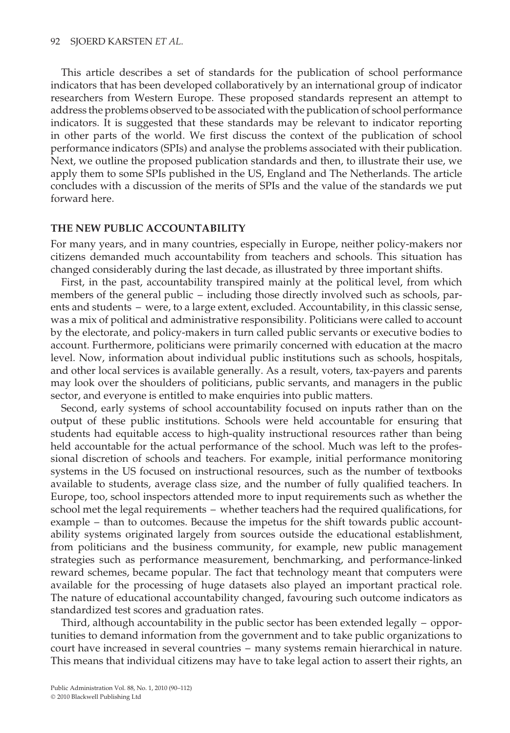This article describes a set of standards for the publication of school performance indicators that has been developed collaboratively by an international group of indicator researchers from Western Europe. These proposed standards represent an attempt to address the problems observed to be associated with the publication of school performance indicators. It is suggested that these standards may be relevant to indicator reporting in other parts of the world. We first discuss the context of the publication of school performance indicators (SPIs) and analyse the problems associated with their publication. Next, we outline the proposed publication standards and then, to illustrate their use, we apply them to some SPIs published in the US, England and The Netherlands. The article concludes with a discussion of the merits of SPIs and the value of the standards we put forward here.

## THE NEW PUBLIC ACCOUNTABILITY

For many years, and in many countries, especially in Europe, neither policy-makers nor citizens demanded much accountability from teachers and schools. This situation has changed considerably during the last decade, as illustrated by three important shifts.

First, in the past, accountability transpired mainly at the political level, from which members of the general public – including those directly involved such as schools, parents and students – were, to a large extent, excluded. Accountability, in this classic sense, was a mix of political and administrative responsibility. Politicians were called to account by the electorate, and policy-makers in turn called public servants or executive bodies to account. Furthermore, politicians were primarily concerned with education at the macro level. Now, information about individual public institutions such as schools, hospitals, and other local services is available generally. As a result, voters, tax-payers and parents may look over the shoulders of politicians, public servants, and managers in the public sector, and everyone is entitled to make enquiries into public matters.

Second, early systems of school accountability focused on inputs rather than on the output of these public institutions. Schools were held accountable for ensuring that students had equitable access to high-quality instructional resources rather than being held accountable for the actual performance of the school. Much was left to the professional discretion of schools and teachers. For example, initial performance monitoring systems in the US focused on instructional resources, such as the number of textbooks available to students, average class size, and the number of fully qualified teachers. In Europe, too, school inspectors attended more to input requirements such as whether the school met the legal requirements – whether teachers had the required qualifications, for example – than to outcomes. Because the impetus for the shift towards public accountability systems originated largely from sources outside the educational establishment, from politicians and the business community, for example, new public management strategies such as performance measurement, benchmarking, and performance-linked reward schemes, became popular. The fact that technology meant that computers were available for the processing of huge datasets also played an important practical role. The nature of educational accountability changed, favouring such outcome indicators as standardized test scores and graduation rates.

Third, although accountability in the public sector has been extended legally – opportunities to demand information from the government and to take public organizations to court have increased in several countries – many systems remain hierarchical in nature. This means that individual citizens may have to take legal action to assert their rights, an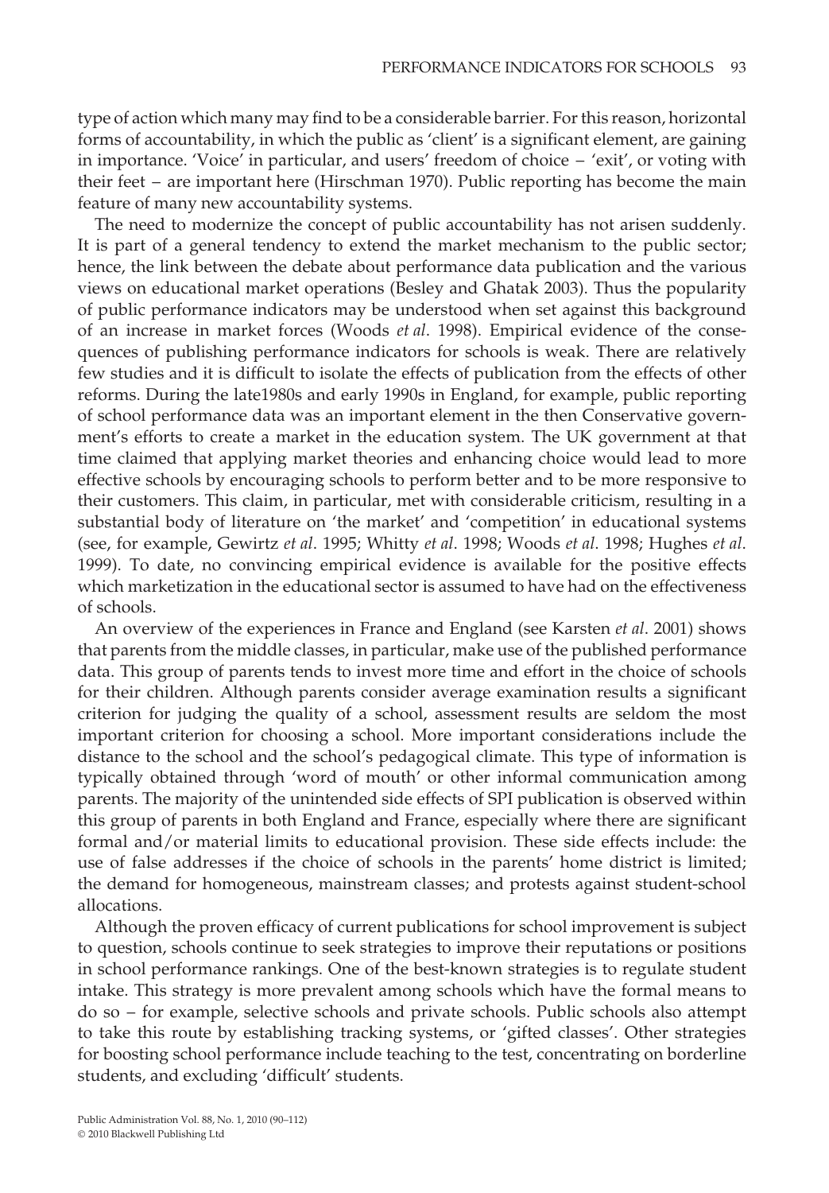type of action which many may find to be a considerable barrier. For this reason, horizontal forms of accountability, in which the public as 'client' is a significant element, are gaining in importance. 'Voice' in particular, and users' freedom of choice – 'exit', or voting with their feet – are important here (Hirschman 1970). Public reporting has become the main feature of many new accountability systems.

The need to modernize the concept of public accountability has not arisen suddenly. It is part of a general tendency to extend the market mechanism to the public sector; hence, the link between the debate about performance data publication and the various views on educational market operations (Besley and Ghatak 2003). Thus the popularity of public performance indicators may be understood when set against this background of an increase in market forces (Woods *et al*. 1998). Empirical evidence of the consequences of publishing performance indicators for schools is weak. There are relatively few studies and it is difficult to isolate the effects of publication from the effects of other reforms. During the late1980s and early 1990s in England, for example, public reporting of school performance data was an important element in the then Conservative government's efforts to create a market in the education system. The UK government at that time claimed that applying market theories and enhancing choice would lead to more effective schools by encouraging schools to perform better and to be more responsive to their customers. This claim, in particular, met with considerable criticism, resulting in a substantial body of literature on 'the market' and 'competition' in educational systems (see, for example, Gewirtz *et al*. 1995; Whitty *et al*. 1998; Woods *et al*. 1998; Hughes *et al*. 1999). To date, no convincing empirical evidence is available for the positive effects which marketization in the educational sector is assumed to have had on the effectiveness of schools.

An overview of the experiences in France and England (see Karsten *et al*. 2001) shows that parents from the middle classes, in particular, make use of the published performance data. This group of parents tends to invest more time and effort in the choice of schools for their children. Although parents consider average examination results a significant criterion for judging the quality of a school, assessment results are seldom the most important criterion for choosing a school. More important considerations include the distance to the school and the school's pedagogical climate. This type of information is typically obtained through 'word of mouth' or other informal communication among parents. The majority of the unintended side effects of SPI publication is observed within this group of parents in both England and France, especially where there are significant formal and/or material limits to educational provision. These side effects include: the use of false addresses if the choice of schools in the parents' home district is limited; the demand for homogeneous, mainstream classes; and protests against student-school allocations.

Although the proven efficacy of current publications for school improvement is subject to question, schools continue to seek strategies to improve their reputations or positions in school performance rankings. One of the best-known strategies is to regulate student intake. This strategy is more prevalent among schools which have the formal means to do so – for example, selective schools and private schools. Public schools also attempt to take this route by establishing tracking systems, or 'gifted classes'. Other strategies for boosting school performance include teaching to the test, concentrating on borderline students, and excluding 'difficult' students.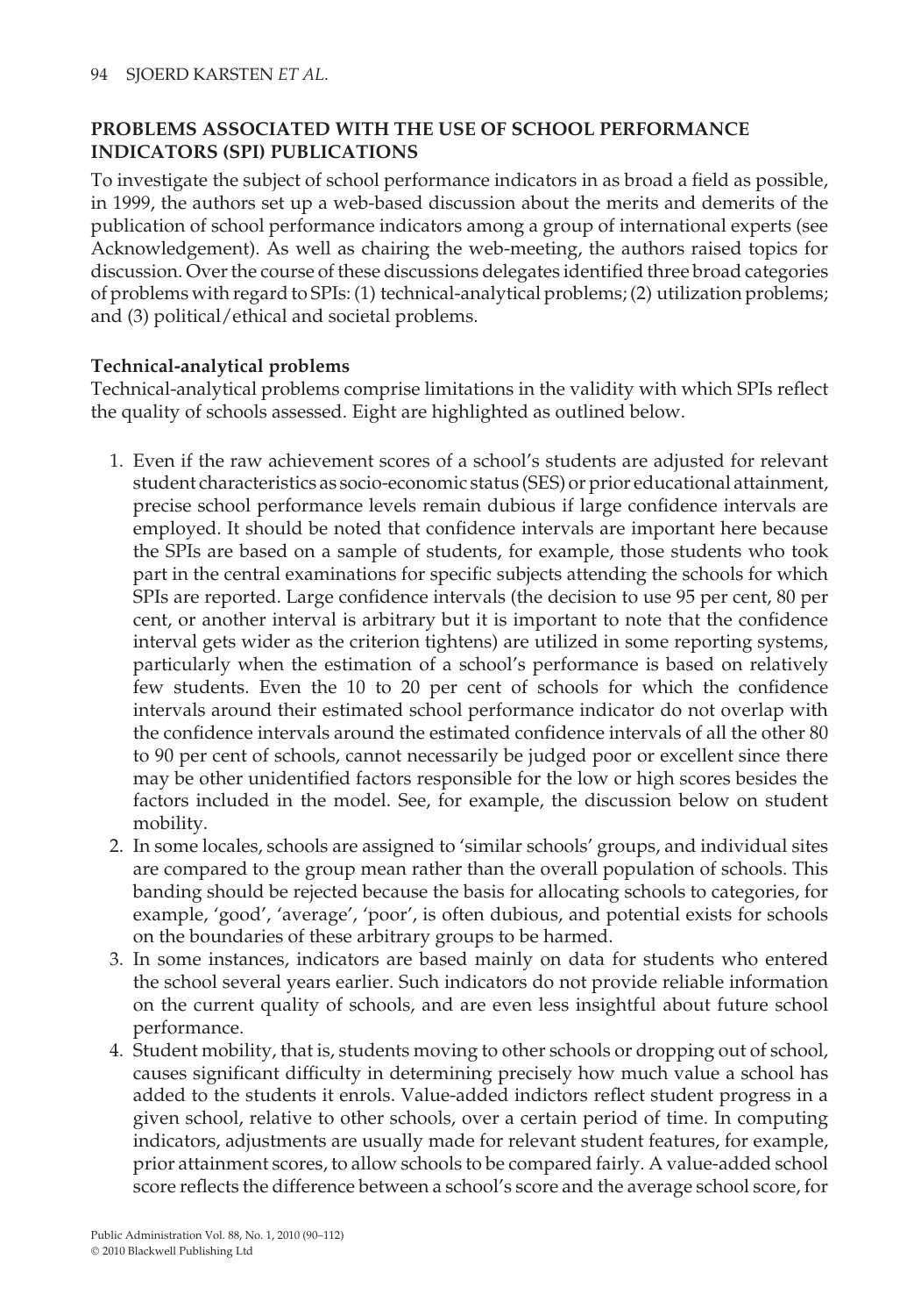## PROBLEMS ASSOCIATED WITH THE USE OF SCHOOL PERFORMANCE INDICATORS (SPI) PUBLICATIONS

To investigate the subject of school performance indicators in as broad a field as possible, in 1999, the authors set up a web-based discussion about the merits and demerits of the publication of school performance indicators among a group of international experts (see Acknowledgement). As well as chairing the web-meeting, the authors raised topics for discussion. Over the course of these discussions delegates identified three broad categories of problems with regard to SPIs: (1) technical-analytical problems; (2) utilization problems; and (3) political/ethical and societal problems.

### Technical-analytical problems

Technical-analytical problems comprise limitations in the validity with which SPIs reflect the quality of schools assessed. Eight are highlighted as outlined below.

1. Even if the raw achievement scores of a school's students are adjusted for relevant student characteristics as socio-economic status (SES) or prior educational attainment, precise school performance levels remain dubious if large confidence intervals are employed. It should be noted that confidence intervals are important here because the SPIs are based on a sample of students, for example, those students who took part in the central examinations for specific subjects attending the schools for which SPIs are reported. Large confidence intervals (the decision to use 95 per cent, 80 per cent, or another interval is arbitrary but it is important to note that the confidence interval gets wider as the criterion tightens) are utilized in some reporting systems, particularly when the estimation of a school's performance is based on relatively few students. Even the 10 to 20 per cent of schools for which the confidence intervals around their estimated school performance indicator do not overlap with the confidence intervals around the estimated confidence intervals of all the other 80 to 90 per cent of schools, cannot necessarily be judged poor or excellent since there may be other unidentified factors responsible for the low or high scores besides the factors included in the model. See, for example, the discussion below on student mobility.
2. In some locales, schools are assigned to 'similar schools' groups, and individual sites are compared to the group mean rather than the overall population of schools. This banding should be rejected because the basis for allocating schools to categories, for example, 'good', 'average', 'poor', is often dubious, and potential exists for schools on the boundaries of these arbitrary groups to be harmed.
3. In some instances, indicators are based mainly on data for students who entered the school several years earlier. Such indicators do not provide reliable information on the current quality of schools, and are even less insightful about future school performance.
4. Student mobility, that is, students moving to other schools or dropping out of school, causes significant difficulty in determining precisely how much value a school has added to the students it enrols. Value-added indictors reflect student progress in a given school, relative to other schools, over a certain period of time. In computing indicators, adjustments are usually made for relevant student features, for example, prior attainment scores, to allow schools to be compared fairly. A value-added school score reflects the difference between a school's score and the average school score, for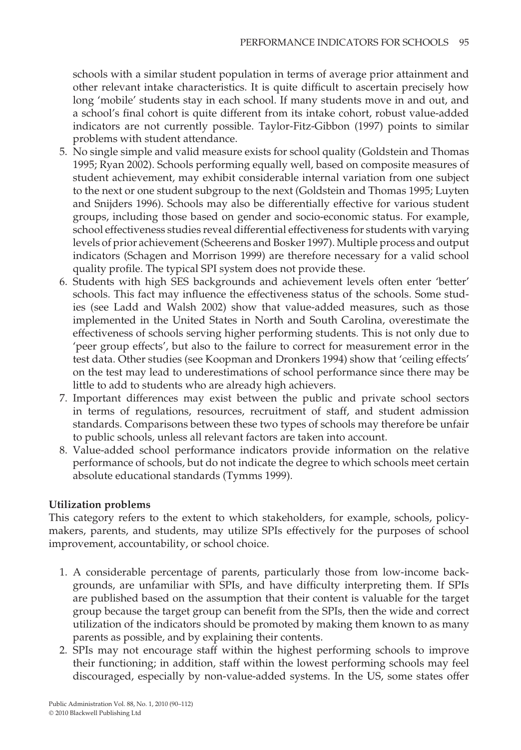schools with a similar student population in terms of average prior attainment and other relevant intake characteristics. It is quite difficult to ascertain precisely how long 'mobile' students stay in each school. If many students move in and out, and a school's final cohort is quite different from its intake cohort, robust value-added indicators are not currently possible. Taylor-Fitz-Gibbon (1997) points to similar problems with student attendance.

5. No single simple and valid measure exists for school quality (Goldstein and Thomas 1995; Ryan 2002). Schools performing equally well, based on composite measures of student achievement, may exhibit considerable internal variation from one subject to the next or one student subgroup to the next (Goldstein and Thomas 1995; Luyten and Snijders 1996). Schools may also be differentially effective for various student groups, including those based on gender and socio-economic status. For example, school effectiveness studies reveal differential effectiveness for students with varying levels of prior achievement (Scheerens and Bosker 1997). Multiple process and output indicators (Schagen and Morrison 1999) are therefore necessary for a valid school quality profile. The typical SPI system does not provide these.
6. Students with high SES backgrounds and achievement levels often enter 'better' schools. This fact may influence the effectiveness status of the schools. Some studies (see Ladd and Walsh 2002) show that value-added measures, such as those implemented in the United States in North and South Carolina, overestimate the effectiveness of schools serving higher performing students. This is not only due to 'peer group effects', but also to the failure to correct for measurement error in the test data. Other studies (see Koopman and Dronkers 1994) show that 'ceiling effects' on the test may lead to underestimations of school performance since there may be little to add to students who are already high achievers.
7. Important differences may exist between the public and private school sectors in terms of regulations, resources, recruitment of staff, and student admission standards. Comparisons between these two types of schools may therefore be unfair to public schools, unless all relevant factors are taken into account.
8. Value-added school performance indicators provide information on the relative performance of schools, but do not indicate the degree to which schools meet certain absolute educational standards (Tymms 1999).

**Utilization problems**

This category refers to the extent to which stakeholders, for example, schools, policy-makers, parents, and students, may utilize SPIs effectively for the purposes of school improvement, accountability, or school choice.

1. A considerable percentage of parents, particularly those from low-income backgrounds, are unfamiliar with SPIs, and have difficulty interpreting them. If SPIs are published based on the assumption that their content is valuable for the target group because the target group can benefit from the SPIs, then the wide and correct utilization of the indicators should be promoted by making them known to as many parents as possible, and by explaining their contents.
2. SPIs may not encourage staff within the highest performing schools to improve their functioning; in addition, staff within the lowest performing schools may feel discouraged, especially by non-value-added systems. In the US, some states offer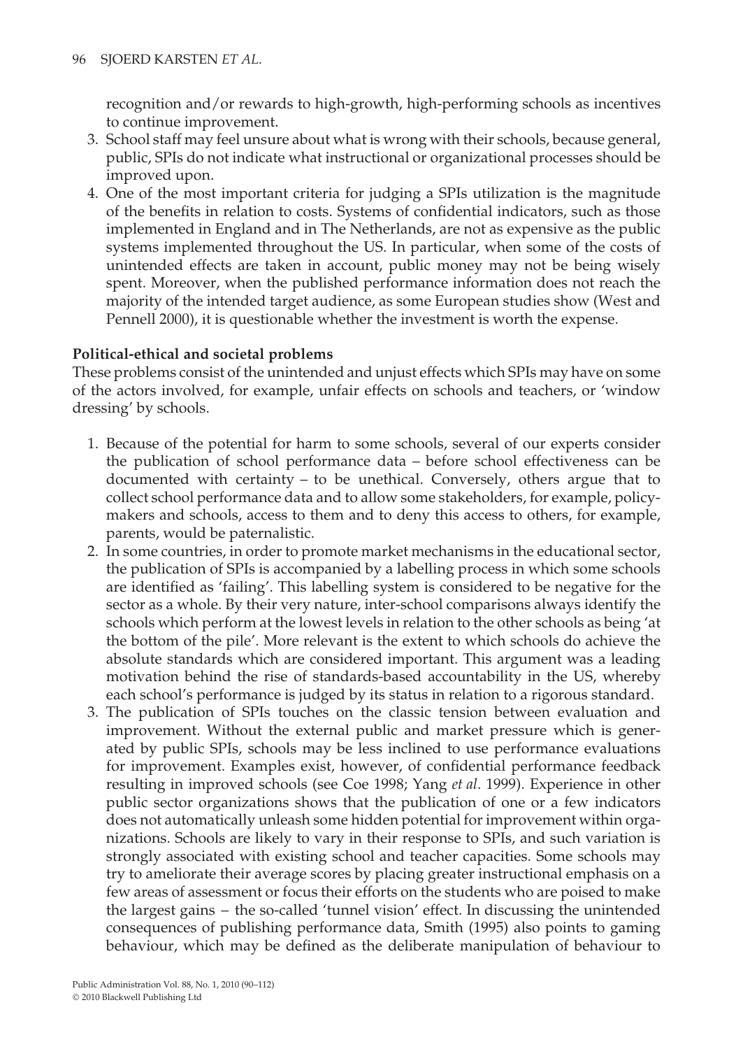recognition and/or rewards to high-growth, high-performing schools as incentives to continue improvement.

3. School staff may feel unsure about what is wrong with their schools, because general, public, SPIs do not indicate what instructional or organizational processes should be improved upon.
4. One of the most important criteria for judging a SPIs utilization is the magnitude of the benefits in relation to costs. Systems of confidential indicators, such as those implemented in England and in The Netherlands, are not as expensive as the public systems implemented throughout the US. In particular, when some of the costs of unintended effects are taken in account, public money may not be being wisely spent. Moreover, when the published performance information does not reach the majority of the intended target audience, as some European studies show (West and Pennell 2000), it is questionable whether the investment is worth the expense.

**Political-ethical and societal problems**

These problems consist of the unintended and unjust effects which SPIs may have on some of the actors involved, for example, unfair effects on schools and teachers, or 'window dressing' by schools.

1. Because of the potential for harm to some schools, several of our experts consider the publication of school performance data – before school effectiveness can be documented with certainty – to be unethical. Conversely, others argue that to collect school performance data and to allow some stakeholders, for example, policy-makers and schools, access to them and to deny this access to others, for example, parents, would be paternalistic.
2. In some countries, in order to promote market mechanisms in the educational sector, the publication of SPIs is accompanied by a labelling process in which some schools are identified as 'failing'. This labelling system is considered to be negative for the sector as a whole. By their very nature, inter-school comparisons always identify the schools which perform at the lowest levels in relation to the other schools as being 'at the bottom of the pile'. More relevant is the extent to which schools do achieve the absolute standards which are considered important. This argument was a leading motivation behind the rise of standards-based accountability in the US, whereby each school's performance is judged by its status in relation to a rigorous standard.
3. The publication of SPIs touches on the classic tension between evaluation and improvement. Without the external public and market pressure which is generated by public SPIs, schools may be less inclined to use performance evaluations for improvement. Examples exist, however, of confidential performance feedback resulting in improved schools (see Coe 1998; Yang *et al*. 1999). Experience in other public sector organizations shows that the publication of one or a few indicators does not automatically unleash some hidden potential for improvement within organizations. Schools are likely to vary in their response to SPIs, and such variation is strongly associated with existing school and teacher capacities. Some schools may try to ameliorate their average scores by placing greater instructional emphasis on a few areas of assessment or focus their efforts on the students who are poised to make the largest gains – the so-called 'tunnel vision' effect. In discussing the unintended consequences of publishing performance data, Smith (1995) also points to gaming behaviour, which may be defined as the deliberate manipulation of behaviour to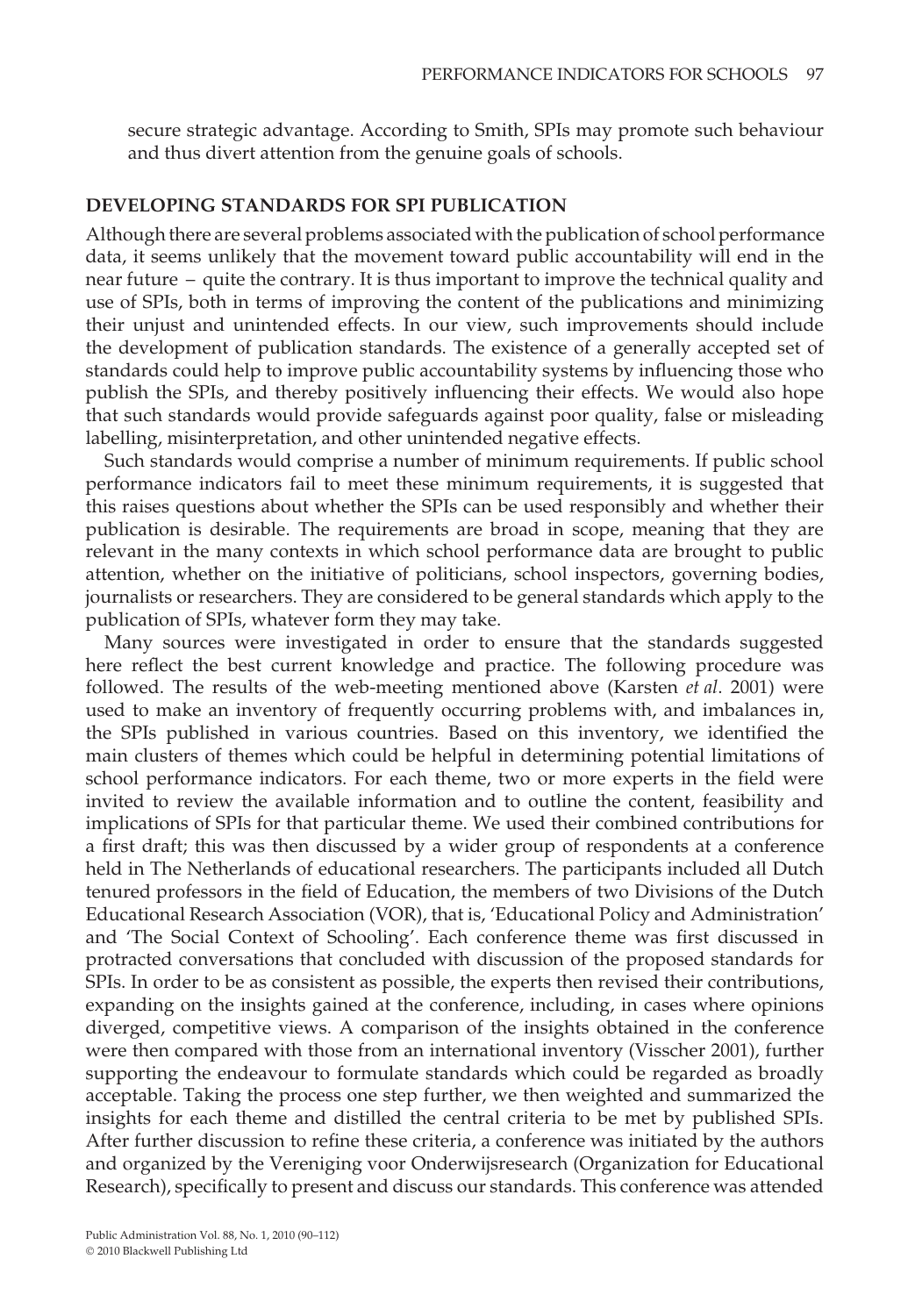secure strategic advantage. According to Smith, SPIs may promote such behaviour and thus divert attention from the genuine goals of schools.

## DEVELOPING STANDARDS FOR SPI PUBLICATION

Although there are several problems associated with the publication of school performance data, it seems unlikely that the movement toward public accountability will end in the near future – quite the contrary. It is thus important to improve the technical quality and use of SPIs, both in terms of improving the content of the publications and minimizing their unjust and unintended effects. In our view, such improvements should include the development of publication standards. The existence of a generally accepted set of standards could help to improve public accountability systems by influencing those who publish the SPIs, and thereby positively influencing their effects. We would also hope that such standards would provide safeguards against poor quality, false or misleading labelling, misinterpretation, and other unintended negative effects.

Such standards would comprise a number of minimum requirements. If public school performance indicators fail to meet these minimum requirements, it is suggested that this raises questions about whether the SPIs can be used responsibly and whether their publication is desirable. The requirements are broad in scope, meaning that they are relevant in the many contexts in which school performance data are brought to public attention, whether on the initiative of politicians, school inspectors, governing bodies, journalists or researchers. They are considered to be general standards which apply to the publication of SPIs, whatever form they may take.

Many sources were investigated in order to ensure that the standards suggested here reflect the best current knowledge and practice. The following procedure was followed. The results of the web-meeting mentioned above (Karsten *et al*. 2001) were used to make an inventory of frequently occurring problems with, and imbalances in, the SPIs published in various countries. Based on this inventory, we identified the main clusters of themes which could be helpful in determining potential limitations of school performance indicators. For each theme, two or more experts in the field were invited to review the available information and to outline the content, feasibility and implications of SPIs for that particular theme. We used their combined contributions for a first draft; this was then discussed by a wider group of respondents at a conference held in The Netherlands of educational researchers. The participants included all Dutch tenured professors in the field of Education, the members of two Divisions of the Dutch Educational Research Association (VOR), that is, 'Educational Policy and Administration' and 'The Social Context of Schooling'. Each conference theme was first discussed in protracted conversations that concluded with discussion of the proposed standards for SPIs. In order to be as consistent as possible, the experts then revised their contributions, expanding on the insights gained at the conference, including, in cases where opinions diverged, competitive views. A comparison of the insights obtained in the conference were then compared with those from an international inventory (Visscher 2001), further supporting the endeavour to formulate standards which could be regarded as broadly acceptable. Taking the process one step further, we then weighted and summarized the insights for each theme and distilled the central criteria to be met by published SPIs. After further discussion to refine these criteria, a conference was initiated by the authors and organized by the Vereniging voor Onderwijsresearch (Organization for Educational Research), specifically to present and discuss our standards. This conference was attended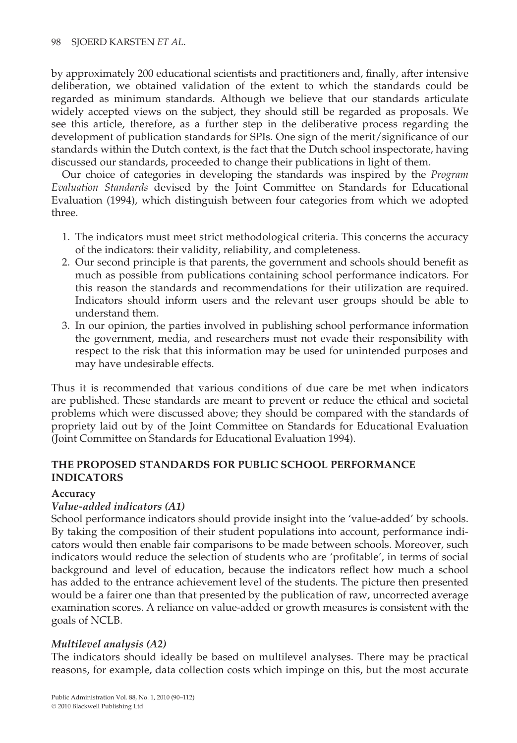by approximately 200 educational scientists and practitioners and, finally, after intensive deliberation, we obtained validation of the extent to which the standards could be regarded as minimum standards. Although we believe that our standards articulate widely accepted views on the subject, they should still be regarded as proposals. We see this article, therefore, as a further step in the deliberative process regarding the development of publication standards for SPIs. One sign of the merit/significance of our standards within the Dutch context, is the fact that the Dutch school inspectorate, having discussed our standards, proceeded to change their publications in light of them.

Our choice of categories in developing the standards was inspired by the *Program Evaluation Standards* devised by the Joint Committee on Standards for Educational Evaluation (1994), which distinguish between four categories from which we adopted three.

1. The indicators must meet strict methodological criteria. This concerns the accuracy of the indicators: their validity, reliability, and completeness.
2. Our second principle is that parents, the government and schools should benefit as much as possible from publications containing school performance indicators. For this reason the standards and recommendations for their utilization are required. Indicators should inform users and the relevant user groups should be able to understand them.
3. In our opinion, the parties involved in publishing school performance information the government, media, and researchers must not evade their responsibility with respect to the risk that this information may be used for unintended purposes and may have undesirable effects.

Thus it is recommended that various conditions of due care be met when indicators are published. These standards are meant to prevent or reduce the ethical and societal problems which were discussed above; they should be compared with the standards of propriety laid out by of the Joint Committee on Standards for Educational Evaluation (Joint Committee on Standards for Educational Evaluation 1994).

## THE PROPOSED STANDARDS FOR PUBLIC SCHOOL PERFORMANCE INDICATORS

### Accuracy

#### *Value-added indicators (A1)*

School performance indicators should provide insight into the 'value-added' by schools. By taking the composition of their student populations into account, performance indicators would then enable fair comparisons to be made between schools. Moreover, such indicators would reduce the selection of students who are 'profitable', in terms of social background and level of education, because the indicators reflect how much a school has added to the entrance achievement level of the students. The picture then presented would be a fairer one than that presented by the publication of raw, uncorrected average examination scores. A reliance on value-added or growth measures is consistent with the goals of NCLB.

#### *Multilevel analysis (A2)*

The indicators should ideally be based on multilevel analyses. There may be practical reasons, for example, data collection costs which impinge on this, but the most accurate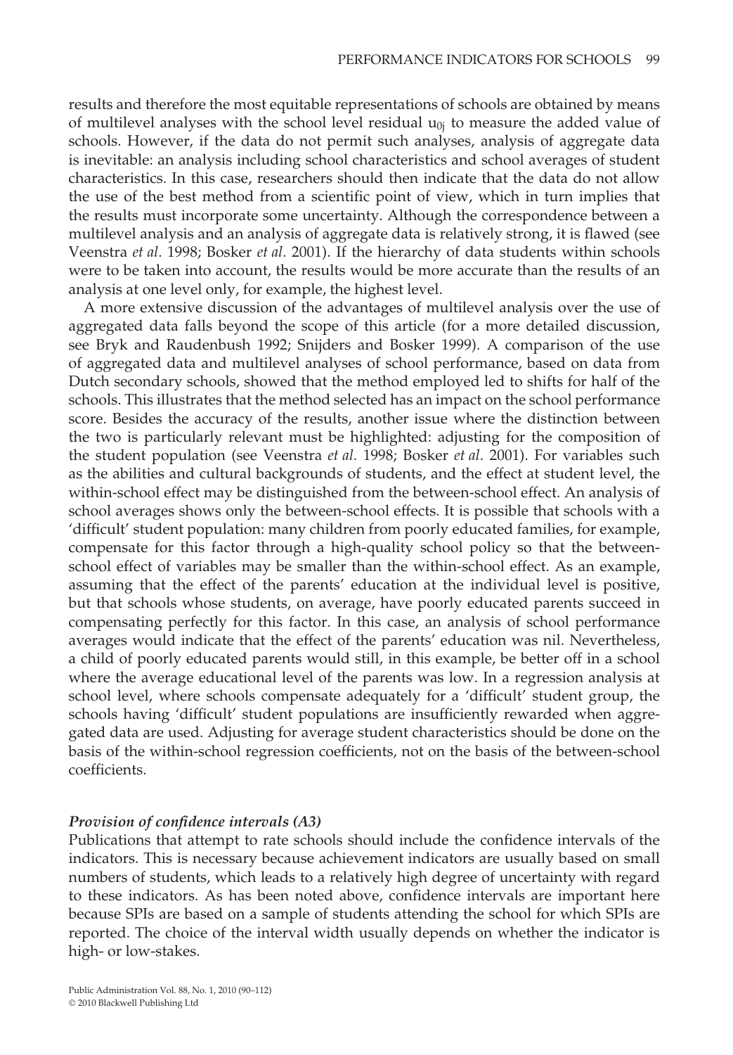results and therefore the most equitable representations of schools are obtained by means of multilevel analyses with the school level residual $u_{0j}$ to measure the added value of schools. However, if the data do not permit such analyses, analysis of aggregate data is inevitable: an analysis including school characteristics and school averages of student characteristics. In this case, researchers should then indicate that the data do not allow the use of the best method from a scientific point of view, which in turn implies that the results must incorporate some uncertainty. Although the correspondence between a multilevel analysis and an analysis of aggregate data is relatively strong, it is flawed (see Veenstra *et al*. 1998; Bosker *et al*. 2001). If the hierarchy of data students within schools were to be taken into account, the results would be more accurate than the results of an analysis at one level only, for example, the highest level.

A more extensive discussion of the advantages of multilevel analysis over the use of aggregated data falls beyond the scope of this article (for a more detailed discussion, see Bryk and Raudenbush 1992; Snijders and Bosker 1999). A comparison of the use of aggregated data and multilevel analyses of school performance, based on data from Dutch secondary schools, showed that the method employed led to shifts for half of the schools. This illustrates that the method selected has an impact on the school performance score. Besides the accuracy of the results, another issue where the distinction between the two is particularly relevant must be highlighted: adjusting for the composition of the student population (see Veenstra *et al*. 1998; Bosker *et al*. 2001). For variables such as the abilities and cultural backgrounds of students, and the effect at student level, the within-school effect may be distinguished from the between-school effect. An analysis of school averages shows only the between-school effects. It is possible that schools with a 'difficult' student population: many children from poorly educated families, for example, compensate for this factor through a high-quality school policy so that the between-school effect of variables may be smaller than the within-school effect. As an example, assuming that the effect of the parents' education at the individual level is positive, but that schools whose students, on average, have poorly educated parents succeed in compensating perfectly for this factor. In this case, an analysis of school performance averages would indicate that the effect of the parents' education was nil. Nevertheless, a child of poorly educated parents would still, in this example, be better off in a school where the average educational level of the parents was low. In a regression analysis at school level, where schools compensate adequately for a 'difficult' student group, the schools having 'difficult' student populations are insufficiently rewarded when aggregated data are used. Adjusting for average student characteristics should be done on the basis of the within-school regression coefficients, not on the basis of the between-school coefficients.

#### *Provision of confidence intervals (A3)*

Publications that attempt to rate schools should include the confidence intervals of the indicators. This is necessary because achievement indicators are usually based on small numbers of students, which leads to a relatively high degree of uncertainty with regard to these indicators. As has been noted above, confidence intervals are important here because SPIs are based on a sample of students attending the school for which SPIs are reported. The choice of the interval width usually depends on whether the indicator is high- or low-stakes.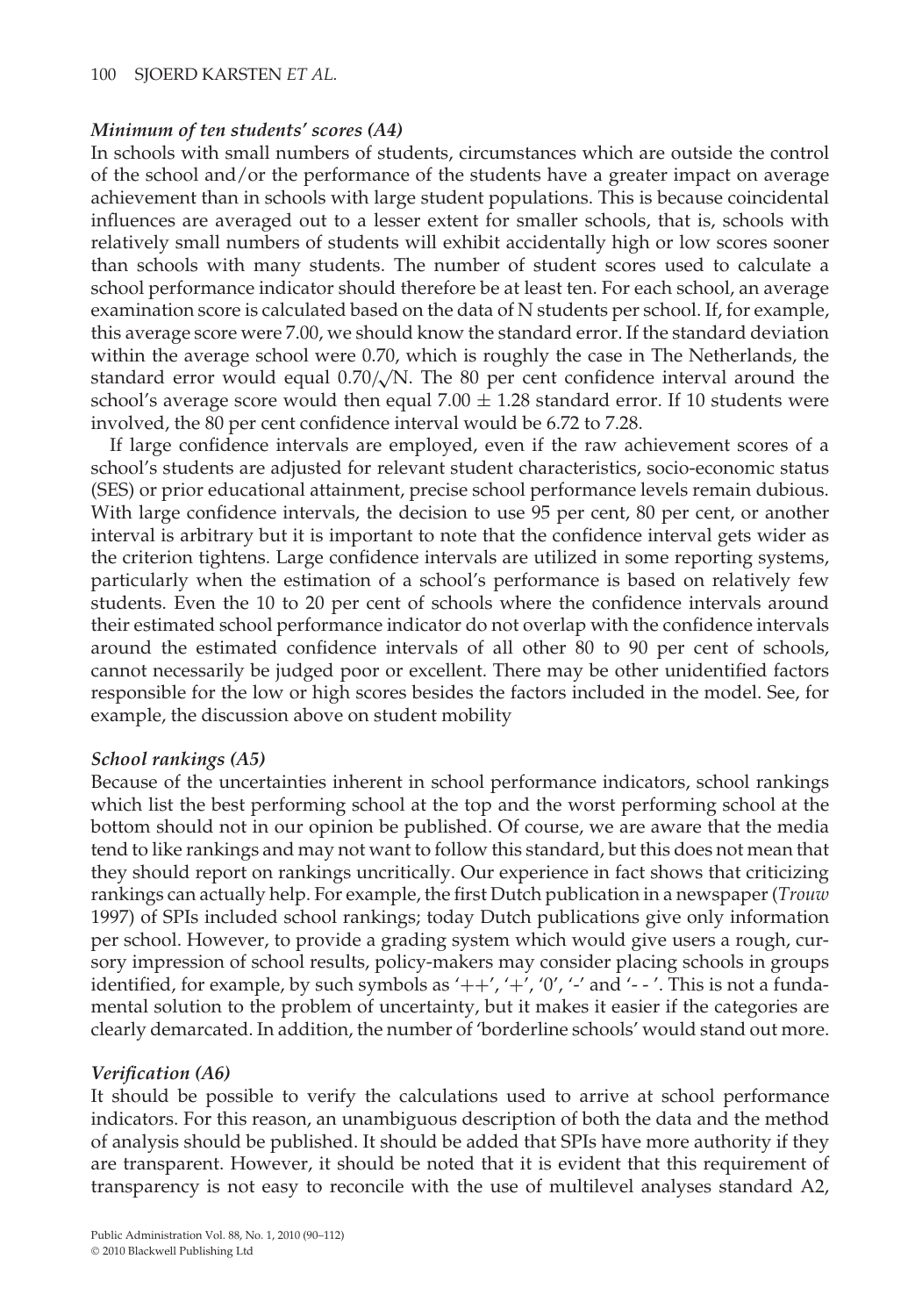***Minimum of ten students' scores (A4)***

In schools with small numbers of students, circumstances which are outside the control of the school and/or the performance of the students have a greater impact on average achievement than in schools with large student populations. This is because coincidental influences are averaged out to a lesser extent for smaller schools, that is, schools with relatively small numbers of students will exhibit accidentally high or low scores sooner than schools with many students. The number of student scores used to calculate a school performance indicator should therefore be at least ten. For each school, an average examination score is calculated based on the data of N students per school. If, for example, this average score were 7.00, we should know the standard error. If the standard deviation within the average school were 0.70, which is roughly the case in The Netherlands, the standard error would equal $0.70/\sqrt{N}$. The 80 per cent confidence interval around the school's average score would then equal $7.00 \pm 1.28$ standard error. If 10 students were involved, the 80 per cent confidence interval would be 6.72 to 7.28.

If large confidence intervals are employed, even if the raw achievement scores of a school's students are adjusted for relevant student characteristics, socio-economic status (SES) or prior educational attainment, precise school performance levels remain dubious. With large confidence intervals, the decision to use 95 per cent, 80 per cent, or another interval is arbitrary but it is important to note that the confidence interval gets wider as the criterion tightens. Large confidence intervals are utilized in some reporting systems, particularly when the estimation of a school's performance is based on relatively few students. Even the 10 to 20 per cent of schools where the confidence intervals around their estimated school performance indicator do not overlap with the confidence intervals around the estimated confidence intervals of all other 80 to 90 per cent of schools, cannot necessarily be judged poor or excellent. There may be other unidentified factors responsible for the low or high scores besides the factors included in the model. See, for example, the discussion above on student mobility

***School rankings (A5)***

Because of the uncertainties inherent in school performance indicators, school rankings which list the best performing school at the top and the worst performing school at the bottom should not in our opinion be published. Of course, we are aware that the media tend to like rankings and may not want to follow this standard, but this does not mean that they should report on rankings uncritically. Our experience in fact shows that criticizing rankings can actually help. For example, the first Dutch publication in a newspaper (*Trouw* 1997) of SPIs included school rankings; today Dutch publications give only information per school. However, to provide a grading system which would give users a rough, cursory impression of school results, policy-makers may consider placing schools in groups identified, for example, by such symbols as '++', '+', '0', '-' and '- - '. This is not a fundamental solution to the problem of uncertainty, but it makes it easier if the categories are clearly demarcated. In addition, the number of 'borderline schools' would stand out more.

***Verification (A6)***

It should be possible to verify the calculations used to arrive at school performance indicators. For this reason, an unambiguous description of both the data and the method of analysis should be published. It should be added that SPIs have more authority if they are transparent. However, it should be noted that it is evident that this requirement of transparency is not easy to reconcile with the use of multilevel analyses standard A2,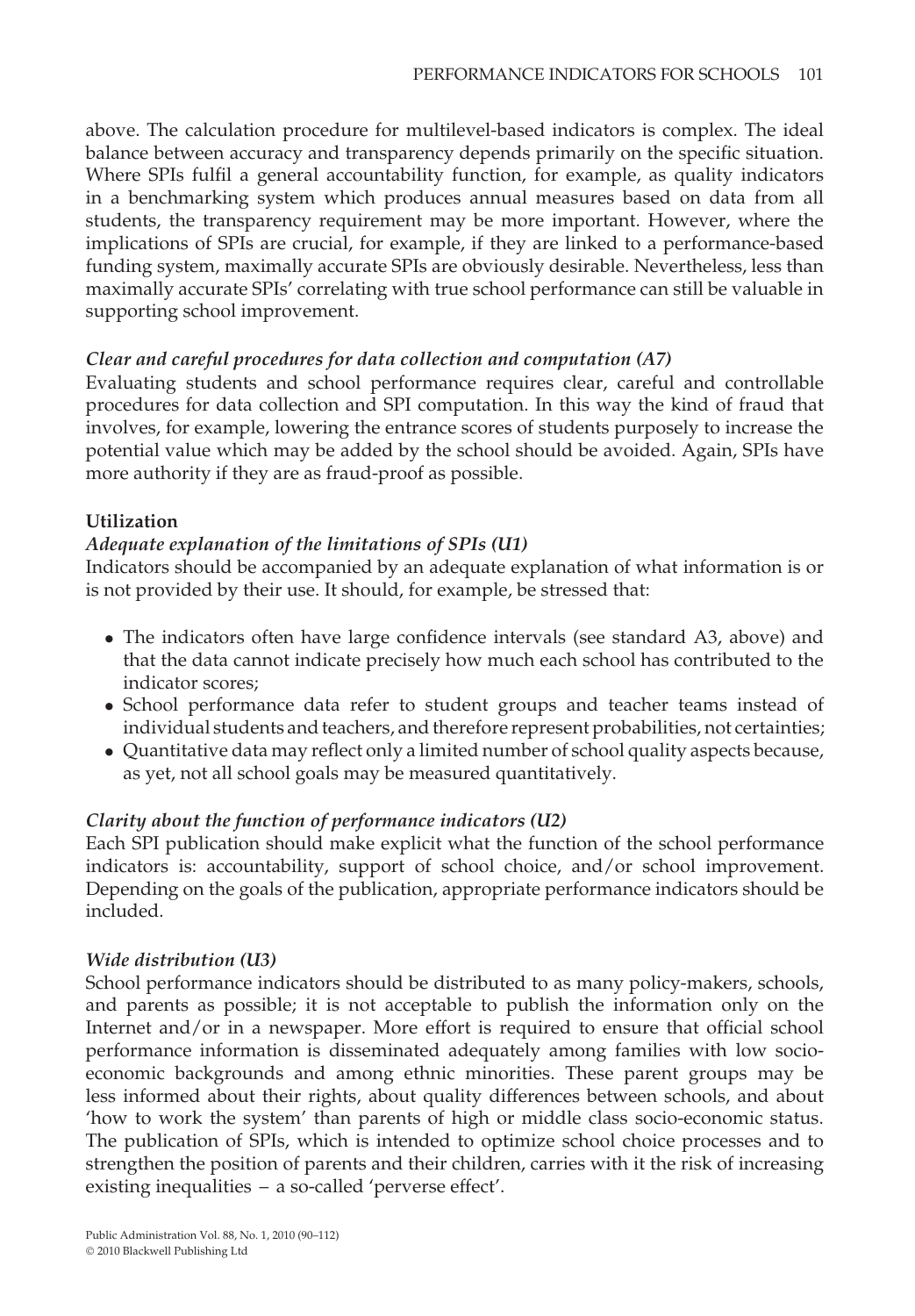above. The calculation procedure for multilevel-based indicators is complex. The ideal balance between accuracy and transparency depends primarily on the specific situation. Where SPIs fulfil a general accountability function, for example, as quality indicators in a benchmarking system which produces annual measures based on data from all students, the transparency requirement may be more important. However, where the implications of SPIs are crucial, for example, if they are linked to a performance-based funding system, maximally accurate SPIs are obviously desirable. Nevertheless, less than maximally accurate SPIs' correlating with true school performance can still be valuable in supporting school improvement.

*Clear and careful procedures for data collection and computation (A7)*

Evaluating students and school performance requires clear, careful and controllable procedures for data collection and SPI computation. In this way the kind of fraud that involves, for example, lowering the entrance scores of students purposely to increase the potential value which may be added by the school should be avoided. Again, SPIs have more authority if they are as fraud-proof as possible.

**Utilization**

*Adequate explanation of the limitations of SPIs (U1)*

Indicators should be accompanied by an adequate explanation of what information is or is not provided by their use. It should, for example, be stressed that:

- The indicators often have large confidence intervals (see standard A3, above) and that the data cannot indicate precisely how much each school has contributed to the indicator scores;
- School performance data refer to student groups and teacher teams instead of individual students and teachers, and therefore represent probabilities, not certainties;
- Quantitative data may reflect only a limited number of school quality aspects because, as yet, not all school goals may be measured quantitatively.

*Clarity about the function of performance indicators (U2)*

Each SPI publication should make explicit what the function of the school performance indicators is: accountability, support of school choice, and/or school improvement. Depending on the goals of the publication, appropriate performance indicators should be included.

*Wide distribution (U3)*

School performance indicators should be distributed to as many policy-makers, schools, and parents as possible; it is not acceptable to publish the information only on the Internet and/or in a newspaper. More effort is required to ensure that official school performance information is disseminated adequately among families with low socio-economic backgrounds and among ethnic minorities. These parent groups may be less informed about their rights, about quality differences between schools, and about 'how to work the system' than parents of high or middle class socio-economic status. The publication of SPIs, which is intended to optimize school choice processes and to strengthen the position of parents and their children, carries with it the risk of increasing existing inequalities – a so-called 'perverse effect'.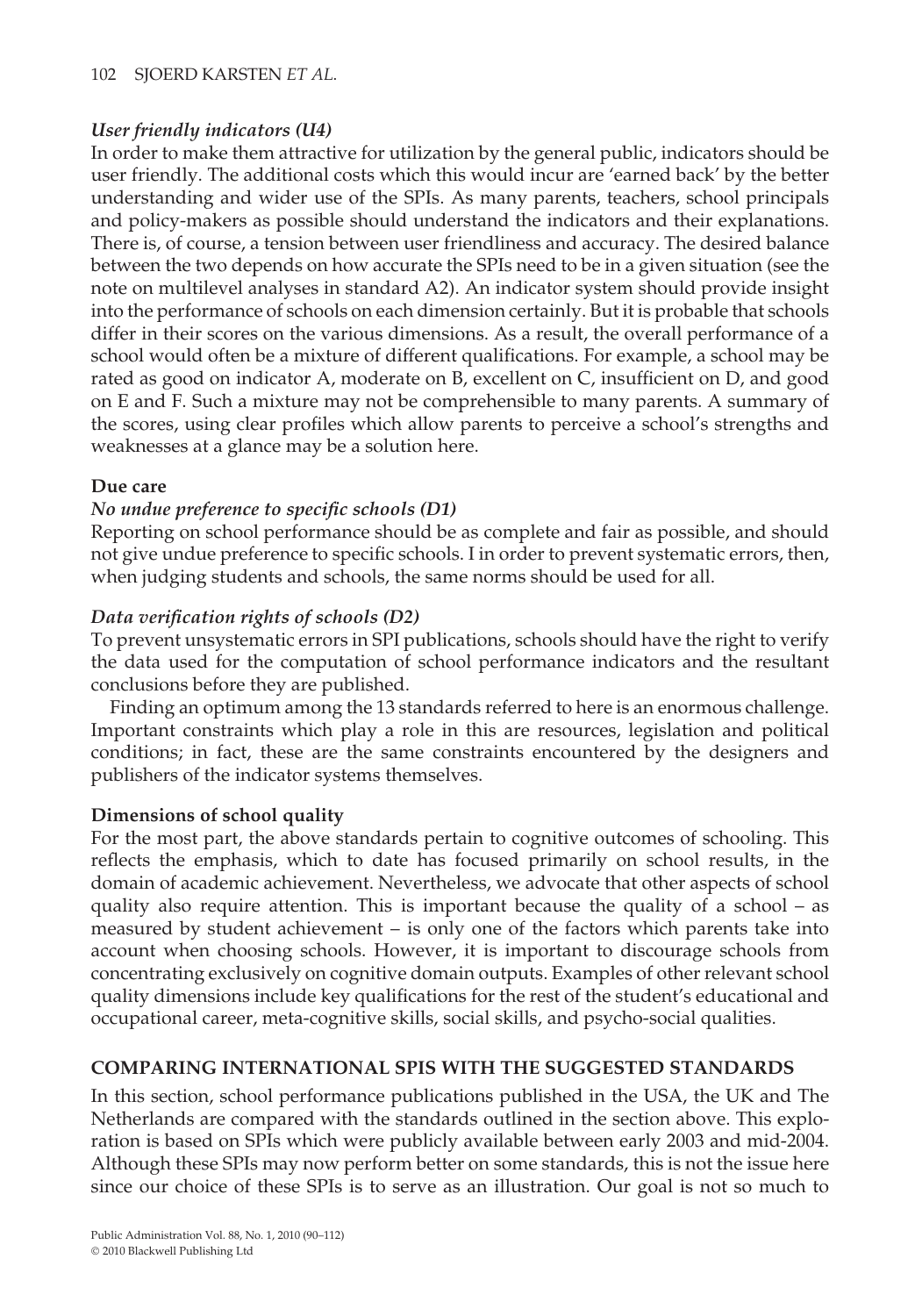### *User friendly indicators (U4)*

In order to make them attractive for utilization by the general public, indicators should be user friendly. The additional costs which this would incur are 'earned back' by the better understanding and wider use of the SPIs. As many parents, teachers, school principals and policy-makers as possible should understand the indicators and their explanations. There is, of course, a tension between user friendliness and accuracy. The desired balance between the two depends on how accurate the SPIs need to be in a given situation (see the note on multilevel analyses in standard A2). An indicator system should provide insight into the performance of schools on each dimension certainly. But it is probable that schools differ in their scores on the various dimensions. As a result, the overall performance of a school would often be a mixture of different qualifications. For example, a school may be rated as good on indicator A, moderate on B, excellent on C, insufficient on D, and good on E and F. Such a mixture may not be comprehensible to many parents. A summary of the scores, using clear profiles which allow parents to perceive a school's strengths and weaknesses at a glance may be a solution here.

## Due care

### *No undue preference to specific schools (D1)*

Reporting on school performance should be as complete and fair as possible, and should not give undue preference to specific schools. I in order to prevent systematic errors, then, when judging students and schools, the same norms should be used for all.

### *Data verification rights of schools (D2)*

To prevent unsystematic errors in SPI publications, schools should have the right to verify the data used for the computation of school performance indicators and the resultant conclusions before they are published.

Finding an optimum among the 13 standards referred to here is an enormous challenge. Important constraints which play a role in this are resources, legislation and political conditions; in fact, these are the same constraints encountered by the designers and publishers of the indicator systems themselves.

## Dimensions of school quality

For the most part, the above standards pertain to cognitive outcomes of schooling. This reflects the emphasis, which to date has focused primarily on school results, in the domain of academic achievement. Nevertheless, we advocate that other aspects of school quality also require attention. This is important because the quality of a school – as measured by student achievement – is only one of the factors which parents take into account when choosing schools. However, it is important to discourage schools from concentrating exclusively on cognitive domain outputs. Examples of other relevant school quality dimensions include key qualifications for the rest of the student's educational and occupational career, meta-cognitive skills, social skills, and psycho-social qualities.

# COMPARING INTERNATIONAL SPIS WITH THE SUGGESTED STANDARDS

In this section, school performance publications published in the USA, the UK and The Netherlands are compared with the standards outlined in the section above. This exploration is based on SPIs which were publicly available between early 2003 and mid-2004. Although these SPIs may now perform better on some standards, this is not the issue here since our choice of these SPIs is to serve as an illustration. Our goal is not so much to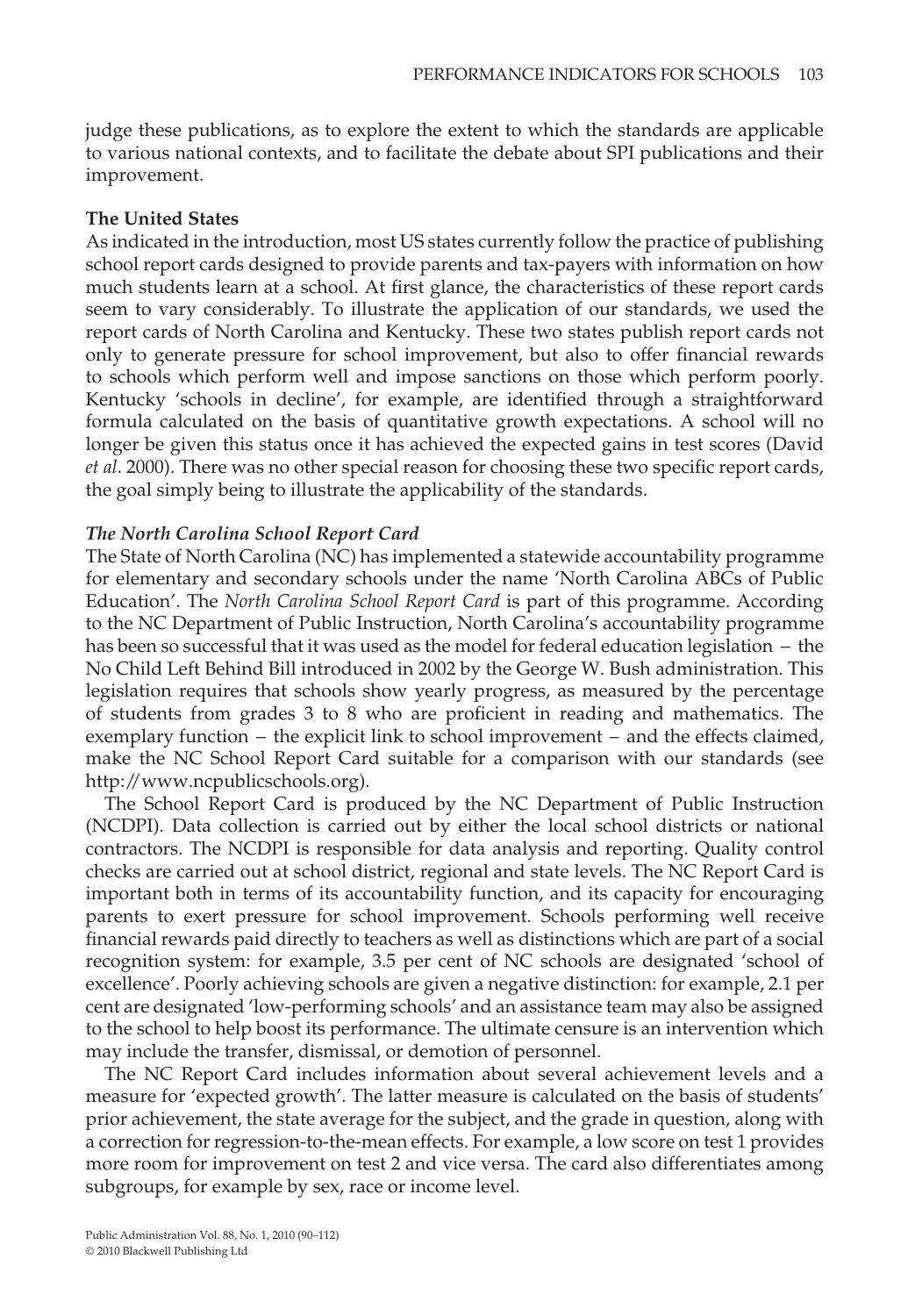judge these publications, as to explore the extent to which the standards are applicable to various national contexts, and to facilitate the debate about SPI publications and their improvement.

**The United States**

As indicated in the introduction, most US states currently follow the practice of publishing school report cards designed to provide parents and tax-payers with information on how much students learn at a school. At first glance, the characteristics of these report cards seem to vary considerably. To illustrate the application of our standards, we used the report cards of North Carolina and Kentucky. These two states publish report cards not only to generate pressure for school improvement, but also to offer financial rewards to schools which perform well and impose sanctions on those which perform poorly. Kentucky 'schools in decline', for example, are identified through a straightforward formula calculated on the basis of quantitative growth expectations. A school will no longer be given this status once it has achieved the expected gains in test scores (David *et al*. 2000). There was no other special reason for choosing these two specific report cards, the goal simply being to illustrate the applicability of the standards.

***The North Carolina School Report Card***

The State of North Carolina (NC) has implemented a statewide accountability programme for elementary and secondary schools under the name 'North Carolina ABCs of Public Education'. The *North Carolina School Report Card* is part of this programme. According to the NC Department of Public Instruction, North Carolina's accountability programme has been so successful that it was used as the model for federal education legislation − the No Child Left Behind Bill introduced in 2002 by the George W. Bush administration. This legislation requires that schools show yearly progress, as measured by the percentage of students from grades 3 to 8 who are proficient in reading and mathematics. The exemplary function − the explicit link to school improvement − and the effects claimed, make the NC School Report Card suitable for a comparison with our standards (see http://www.ncpublicschools.org).

The School Report Card is produced by the NC Department of Public Instruction (NCDPI). Data collection is carried out by either the local school districts or national contractors. The NCDPI is responsible for data analysis and reporting. Quality control checks are carried out at school district, regional and state levels. The NC Report Card is important both in terms of its accountability function, and its capacity for encouraging parents to exert pressure for school improvement. Schools performing well receive financial rewards paid directly to teachers as well as distinctions which are part of a social recognition system: for example, 3.5 per cent of NC schools are designated 'school of excellence'. Poorly achieving schools are given a negative distinction: for example, 2.1 per cent are designated 'low-performing schools' and an assistance team may also be assigned to the school to help boost its performance. The ultimate censure is an intervention which may include the transfer, dismissal, or demotion of personnel.

The NC Report Card includes information about several achievement levels and a measure for 'expected growth'. The latter measure is calculated on the basis of students' prior achievement, the state average for the subject, and the grade in question, along with a correction for regression-to-the-mean effects. For example, a low score on test 1 provides more room for improvement on test 2 and vice versa. The card also differentiates among subgroups, for example by sex, race or income level.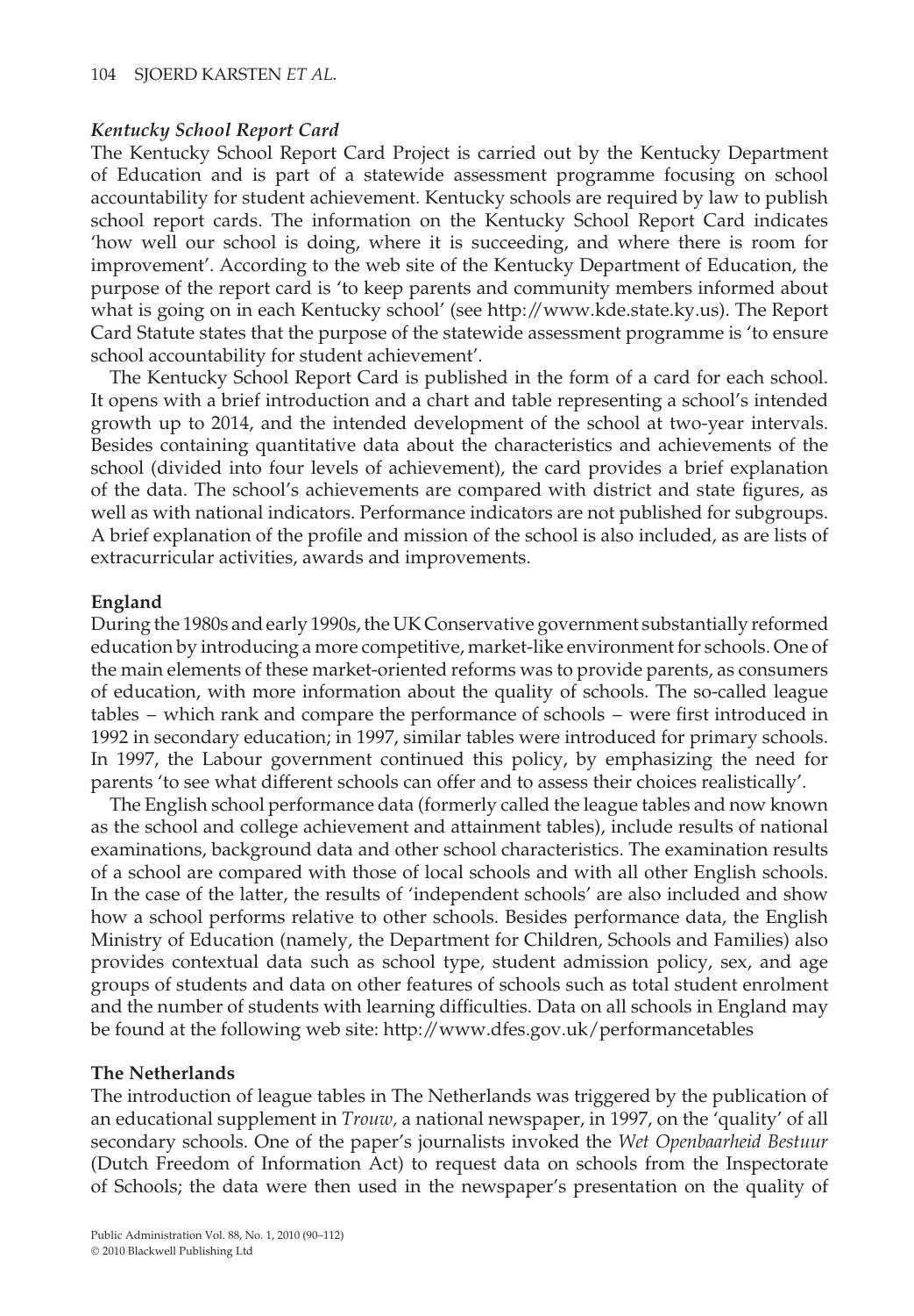### *Kentucky School Report Card*

The Kentucky School Report Card Project is carried out by the Kentucky Department of Education and is part of a statewide assessment programme focusing on school accountability for student achievement. Kentucky schools are required by law to publish school report cards. The information on the Kentucky School Report Card indicates 'how well our school is doing, where it is succeeding, and where there is room for improvement'. According to the web site of the Kentucky Department of Education, the purpose of the report card is 'to keep parents and community members informed about what is going on in each Kentucky school' (see http://www.kde.state.ky.us). The Report Card Statute states that the purpose of the statewide assessment programme is 'to ensure school accountability for student achievement'.

The Kentucky School Report Card is published in the form of a card for each school. It opens with a brief introduction and a chart and table representing a school's intended growth up to 2014, and the intended development of the school at two-year intervals. Besides containing quantitative data about the characteristics and achievements of the school (divided into four levels of achievement), the card provides a brief explanation of the data. The school's achievements are compared with district and state figures, as well as with national indicators. Performance indicators are not published for subgroups. A brief explanation of the profile and mission of the school is also included, as are lists of extracurricular activities, awards and improvements.

### England

During the 1980s and early 1990s, the UK Conservative government substantially reformed education by introducing a more competitive, market-like environment for schools. One of the main elements of these market-oriented reforms was to provide parents, as consumers of education, with more information about the quality of schools. The so-called league tables – which rank and compare the performance of schools – were first introduced in 1992 in secondary education; in 1997, similar tables were introduced for primary schools. In 1997, the Labour government continued this policy, by emphasizing the need for parents 'to see what different schools can offer and to assess their choices realistically'.

The English school performance data (formerly called the league tables and now known as the school and college achievement and attainment tables), include results of national examinations, background data and other school characteristics. The examination results of a school are compared with those of local schools and with all other English schools. In the case of the latter, the results of 'independent schools' are also included and show how a school performs relative to other schools. Besides performance data, the English Ministry of Education (namely, the Department for Children, Schools and Families) also provides contextual data such as school type, student admission policy, sex, and age groups of students and data on other features of schools such as total student enrolment and the number of students with learning difficulties. Data on all schools in England may be found at the following web site: http://www.dfes.gov.uk/performancetables

### The Netherlands

The introduction of league tables in The Netherlands was triggered by the publication of an educational supplement in *Trouw,* a national newspaper, in 1997, on the 'quality' of all secondary schools. One of the paper's journalists invoked the *Wet Openbaarheid Bestuur* (Dutch Freedom of Information Act) to request data on schools from the Inspectorate of Schools; the data were then used in the newspaper's presentation on the quality of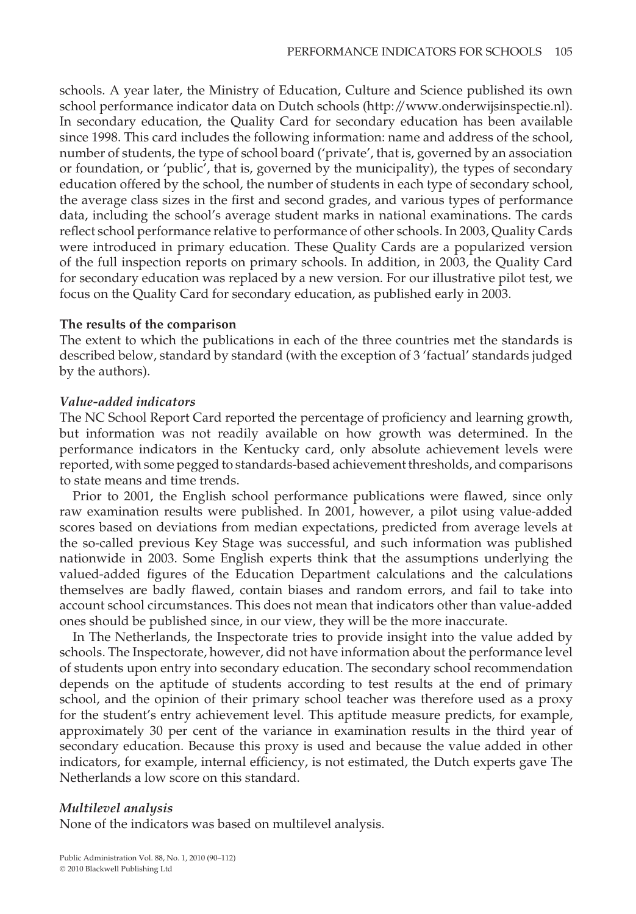schools. A year later, the Ministry of Education, Culture and Science published its own school performance indicator data on Dutch schools (http://www.onderwijsinspectie.nl). In secondary education, the Quality Card for secondary education has been available since 1998. This card includes the following information: name and address of the school, number of students, the type of school board ('private', that is, governed by an association or foundation, or 'public', that is, governed by the municipality), the types of secondary education offered by the school, the number of students in each type of secondary school, the average class sizes in the first and second grades, and various types of performance data, including the school's average student marks in national examinations. The cards reflect school performance relative to performance of other schools. In 2003, Quality Cards were introduced in primary education. These Quality Cards are a popularized version of the full inspection reports on primary schools. In addition, in 2003, the Quality Card for secondary education was replaced by a new version. For our illustrative pilot test, we focus on the Quality Card for secondary education, as published early in 2003.

**The results of the comparison**

The extent to which the publications in each of the three countries met the standards is described below, standard by standard (with the exception of 3 'factual' standards judged by the authors).

***Value-added indicators***

The NC School Report Card reported the percentage of proficiency and learning growth, but information was not readily available on how growth was determined. In the performance indicators in the Kentucky card, only absolute achievement levels were reported, with some pegged to standards-based achievement thresholds, and comparisons to state means and time trends.

Prior to 2001, the English school performance publications were flawed, since only raw examination results were published. In 2001, however, a pilot using value-added scores based on deviations from median expectations, predicted from average levels at the so-called previous Key Stage was successful, and such information was published nationwide in 2003. Some English experts think that the assumptions underlying the valued-added figures of the Education Department calculations and the calculations themselves are badly flawed, contain biases and random errors, and fail to take into account school circumstances. This does not mean that indicators other than value-added ones should be published since, in our view, they will be the more inaccurate.

In The Netherlands, the Inspectorate tries to provide insight into the value added by schools. The Inspectorate, however, did not have information about the performance level of students upon entry into secondary education. The secondary school recommendation depends on the aptitude of students according to test results at the end of primary school, and the opinion of their primary school teacher was therefore used as a proxy for the student's entry achievement level. This aptitude measure predicts, for example, approximately 30 per cent of the variance in examination results in the third year of secondary education. Because this proxy is used and because the value added in other indicators, for example, internal efficiency, is not estimated, the Dutch experts gave The Netherlands a low score on this standard.

***Multilevel analysis***

None of the indicators was based on multilevel analysis.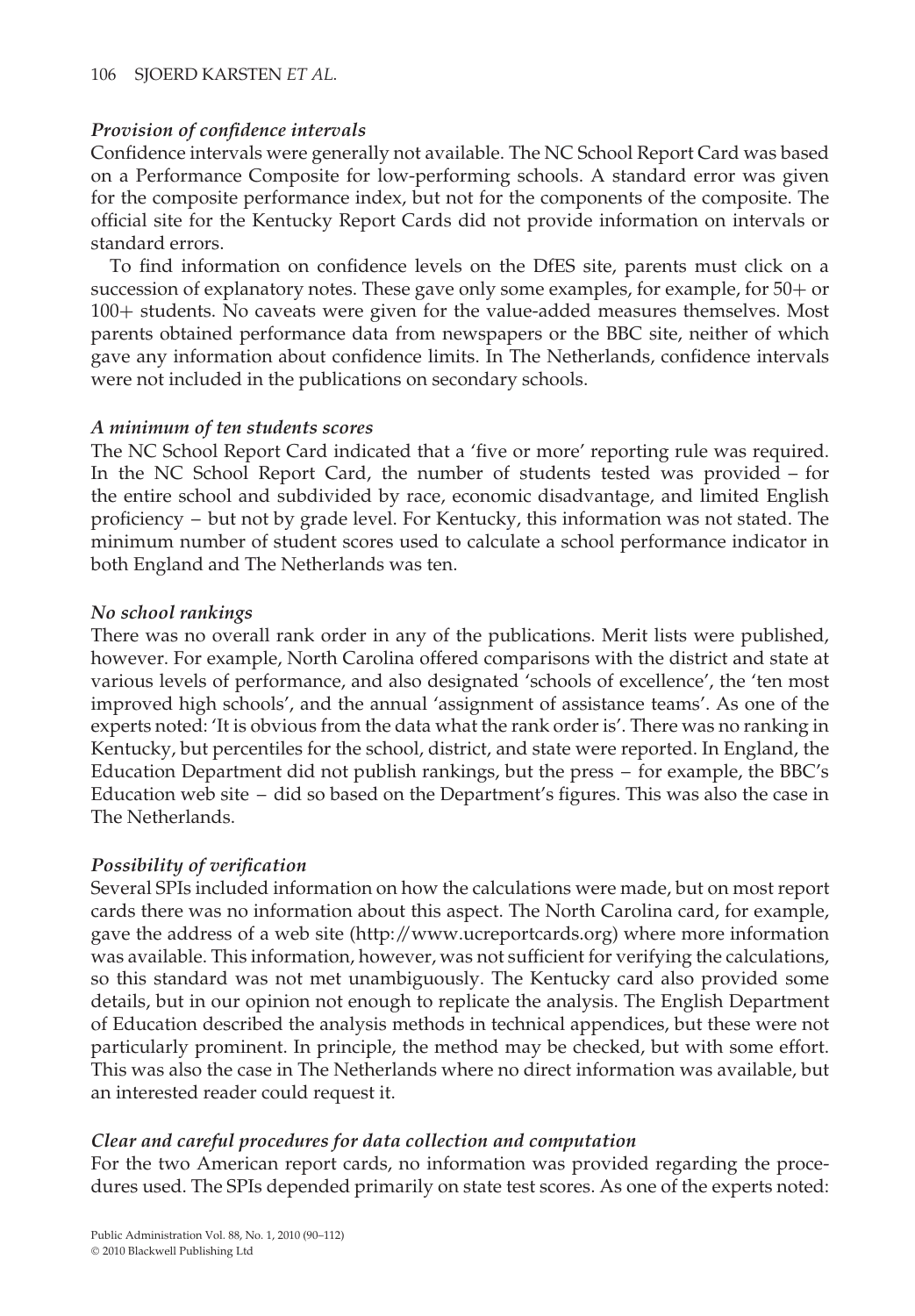### *Provision of confidence intervals*

Confidence intervals were generally not available. The NC School Report Card was based on a Performance Composite for low-performing schools. A standard error was given for the composite performance index, but not for the components of the composite. The official site for the Kentucky Report Cards did not provide information on intervals or standard errors.

To find information on confidence levels on the DfES site, parents must click on a succession of explanatory notes. These gave only some examples, for example, for 50+ or 100+ students. No caveats were given for the value-added measures themselves. Most parents obtained performance data from newspapers or the BBC site, neither of which gave any information about confidence limits. In The Netherlands, confidence intervals were not included in the publications on secondary schools.

### *A minimum of ten students scores*

The NC School Report Card indicated that a 'five or more' reporting rule was required. In the NC School Report Card, the number of students tested was provided – for the entire school and subdivided by race, economic disadvantage, and limited English proficiency – but not by grade level. For Kentucky, this information was not stated. The minimum number of student scores used to calculate a school performance indicator in both England and The Netherlands was ten.

### *No school rankings*

There was no overall rank order in any of the publications. Merit lists were published, however. For example, North Carolina offered comparisons with the district and state at various levels of performance, and also designated 'schools of excellence', the 'ten most improved high schools', and the annual 'assignment of assistance teams'. As one of the experts noted: 'It is obvious from the data what the rank order is'. There was no ranking in Kentucky, but percentiles for the school, district, and state were reported. In England, the Education Department did not publish rankings, but the press – for example, the BBC's Education web site – did so based on the Department's figures. This was also the case in The Netherlands.

### *Possibility of verification*

Several SPIs included information on how the calculations were made, but on most report cards there was no information about this aspect. The North Carolina card, for example, gave the address of a web site (http://www.ucreportcards.org) where more information was available. This information, however, was not sufficient for verifying the calculations, so this standard was not met unambiguously. The Kentucky card also provided some details, but in our opinion not enough to replicate the analysis. The English Department of Education described the analysis methods in technical appendices, but these were not particularly prominent. In principle, the method may be checked, but with some effort. This was also the case in The Netherlands where no direct information was available, but an interested reader could request it.

### *Clear and careful procedures for data collection and computation*

For the two American report cards, no information was provided regarding the procedures used. The SPIs depended primarily on state test scores. As one of the experts noted: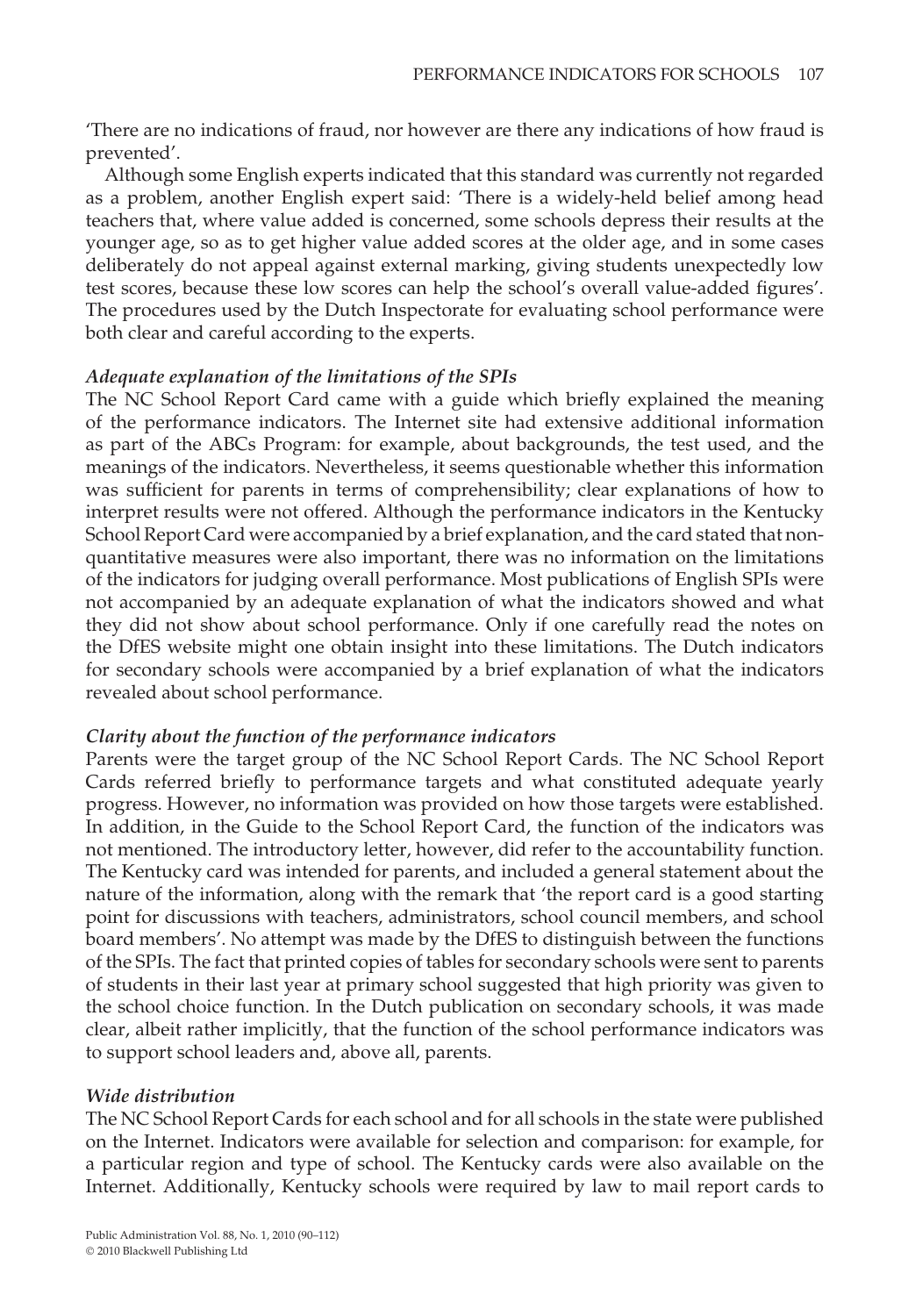'There are no indications of fraud, nor however are there any indications of how fraud is prevented'.

Although some English experts indicated that this standard was currently not regarded as a problem, another English expert said: 'There is a widely-held belief among head teachers that, where value added is concerned, some schools depress their results at the younger age, so as to get higher value added scores at the older age, and in some cases deliberately do not appeal against external marking, giving students unexpectedly low test scores, because these low scores can help the school's overall value-added figures'. The procedures used by the Dutch Inspectorate for evaluating school performance were both clear and careful according to the experts.

### *Adequate explanation of the limitations of the SPIs*

The NC School Report Card came with a guide which briefly explained the meaning of the performance indicators. The Internet site had extensive additional information as part of the ABCs Program: for example, about backgrounds, the test used, and the meanings of the indicators. Nevertheless, it seems questionable whether this information was sufficient for parents in terms of comprehensibility; clear explanations of how to interpret results were not offered. Although the performance indicators in the Kentucky School Report Card were accompanied by a brief explanation, and the card stated that non-quantitative measures were also important, there was no information on the limitations of the indicators for judging overall performance. Most publications of English SPIs were not accompanied by an adequate explanation of what the indicators showed and what they did not show about school performance. Only if one carefully read the notes on the DfES website might one obtain insight into these limitations. The Dutch indicators for secondary schools were accompanied by a brief explanation of what the indicators revealed about school performance.

### *Clarity about the function of the performance indicators*

Parents were the target group of the NC School Report Cards. The NC School Report Cards referred briefly to performance targets and what constituted adequate yearly progress. However, no information was provided on how those targets were established. In addition, in the Guide to the School Report Card, the function of the indicators was not mentioned. The introductory letter, however, did refer to the accountability function. The Kentucky card was intended for parents, and included a general statement about the nature of the information, along with the remark that 'the report card is a good starting point for discussions with teachers, administrators, school council members, and school board members'. No attempt was made by the DfES to distinguish between the functions of the SPIs. The fact that printed copies of tables for secondary schools were sent to parents of students in their last year at primary school suggested that high priority was given to the school choice function. In the Dutch publication on secondary schools, it was made clear, albeit rather implicitly, that the function of the school performance indicators was to support school leaders and, above all, parents.

### *Wide distribution*

The NC School Report Cards for each school and for all schools in the state were published on the Internet. Indicators were available for selection and comparison: for example, for a particular region and type of school. The Kentucky cards were also available on the Internet. Additionally, Kentucky schools were required by law to mail report cards to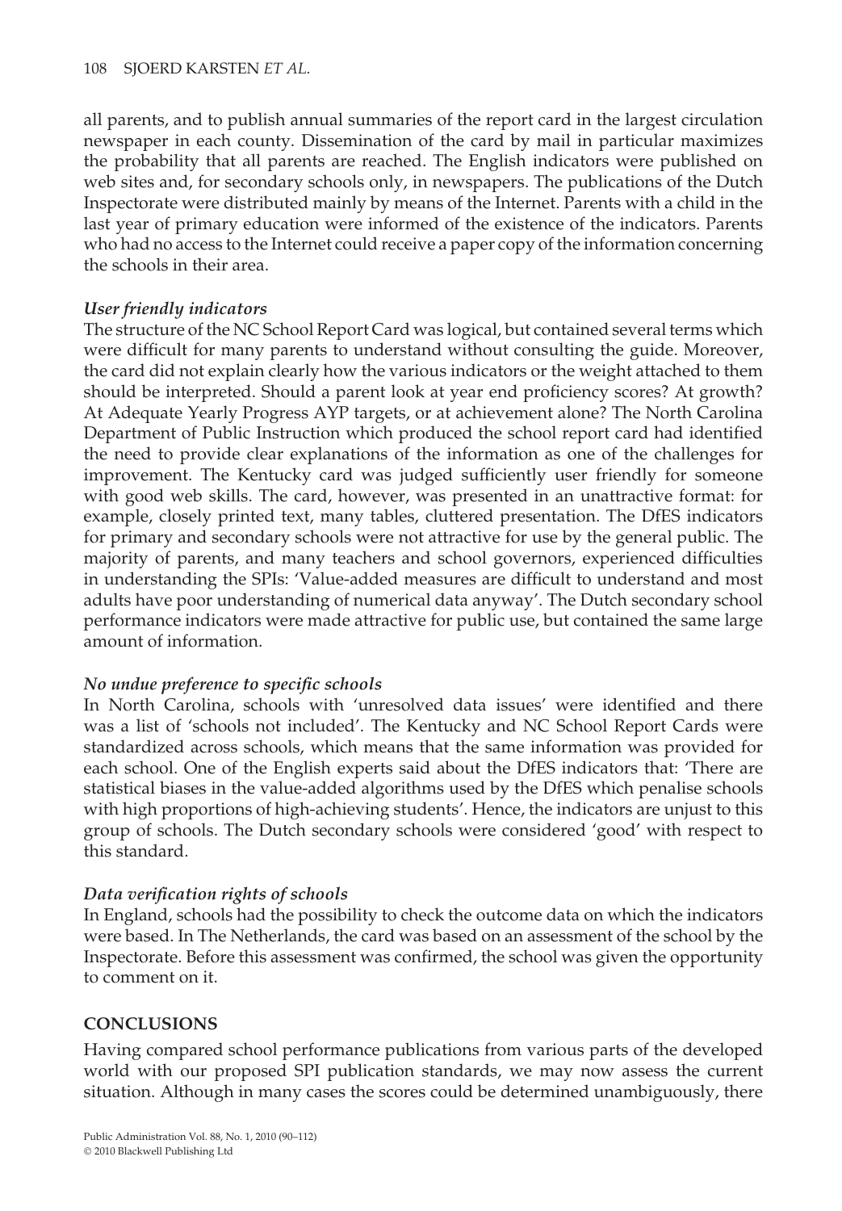all parents, and to publish annual summaries of the report card in the largest circulation newspaper in each county. Dissemination of the card by mail in particular maximizes the probability that all parents are reached. The English indicators were published on web sites and, for secondary schools only, in newspapers. The publications of the Dutch Inspectorate were distributed mainly by means of the Internet. Parents with a child in the last year of primary education were informed of the existence of the indicators. Parents who had no access to the Internet could receive a paper copy of the information concerning the schools in their area.

### *User friendly indicators*

The structure of the NC School Report Card was logical, but contained several terms which were difficult for many parents to understand without consulting the guide. Moreover, the card did not explain clearly how the various indicators or the weight attached to them should be interpreted. Should a parent look at year end proficiency scores? At growth? At Adequate Yearly Progress AYP targets, or at achievement alone? The North Carolina Department of Public Instruction which produced the school report card had identified the need to provide clear explanations of the information as one of the challenges for improvement. The Kentucky card was judged sufficiently user friendly for someone with good web skills. The card, however, was presented in an unattractive format: for example, closely printed text, many tables, cluttered presentation. The DfES indicators for primary and secondary schools were not attractive for use by the general public. The majority of parents, and many teachers and school governors, experienced difficulties in understanding the SPIs: 'Value-added measures are difficult to understand and most adults have poor understanding of numerical data anyway'. The Dutch secondary school performance indicators were made attractive for public use, but contained the same large amount of information.

### *No undue preference to specific schools*

In North Carolina, schools with 'unresolved data issues' were identified and there was a list of 'schools not included'. The Kentucky and NC School Report Cards were standardized across schools, which means that the same information was provided for each school. One of the English experts said about the DfES indicators that: 'There are statistical biases in the value-added algorithms used by the DfES which penalise schools with high proportions of high-achieving students'. Hence, the indicators are unjust to this group of schools. The Dutch secondary schools were considered 'good' with respect to this standard.

### *Data verification rights of schools*

In England, schools had the possibility to check the outcome data on which the indicators were based. In The Netherlands, the card was based on an assessment of the school by the Inspectorate. Before this assessment was confirmed, the school was given the opportunity to comment on it.

## CONCLUSIONS

Having compared school performance publications from various parts of the developed world with our proposed SPI publication standards, we may now assess the current situation. Although in many cases the scores could be determined unambiguously, there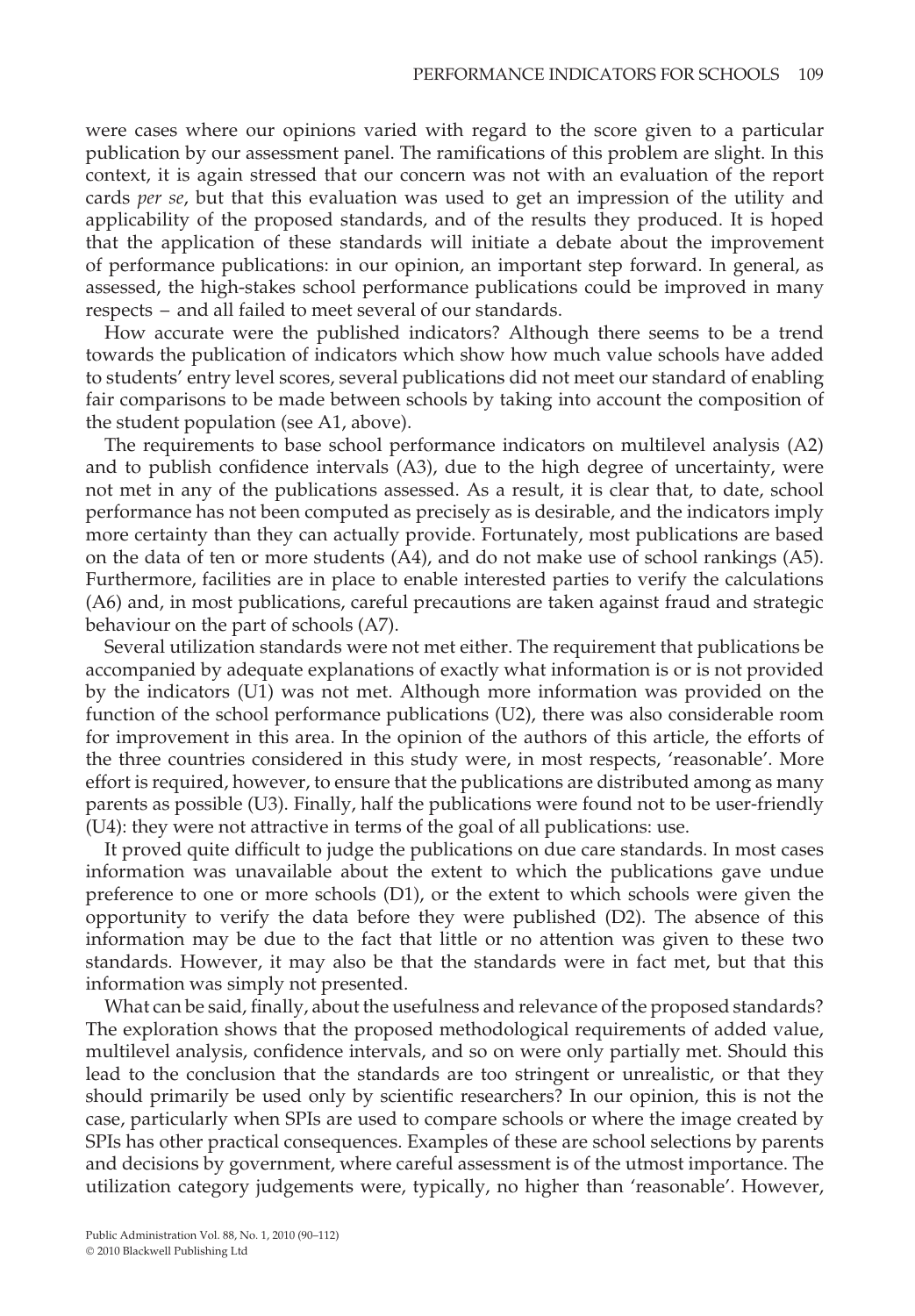were cases where our opinions varied with regard to the score given to a particular publication by our assessment panel. The ramifications of this problem are slight. In this context, it is again stressed that our concern was not with an evaluation of the report cards *per se*, but that this evaluation was used to get an impression of the utility and applicability of the proposed standards, and of the results they produced. It is hoped that the application of these standards will initiate a debate about the improvement of performance publications: in our opinion, an important step forward. In general, as assessed, the high-stakes school performance publications could be improved in many respects – and all failed to meet several of our standards.

How accurate were the published indicators? Although there seems to be a trend towards the publication of indicators which show how much value schools have added to students' entry level scores, several publications did not meet our standard of enabling fair comparisons to be made between schools by taking into account the composition of the student population (see A1, above).

The requirements to base school performance indicators on multilevel analysis (A2) and to publish confidence intervals (A3), due to the high degree of uncertainty, were not met in any of the publications assessed. As a result, it is clear that, to date, school performance has not been computed as precisely as is desirable, and the indicators imply more certainty than they can actually provide. Fortunately, most publications are based on the data of ten or more students (A4), and do not make use of school rankings (A5). Furthermore, facilities are in place to enable interested parties to verify the calculations (A6) and, in most publications, careful precautions are taken against fraud and strategic behaviour on the part of schools (A7).

Several utilization standards were not met either. The requirement that publications be accompanied by adequate explanations of exactly what information is or is not provided by the indicators (U1) was not met. Although more information was provided on the function of the school performance publications (U2), there was also considerable room for improvement in this area. In the opinion of the authors of this article, the efforts of the three countries considered in this study were, in most respects, 'reasonable'. More effort is required, however, to ensure that the publications are distributed among as many parents as possible (U3). Finally, half the publications were found not to be user-friendly (U4): they were not attractive in terms of the goal of all publications: use.

It proved quite difficult to judge the publications on due care standards. In most cases information was unavailable about the extent to which the publications gave undue preference to one or more schools (D1), or the extent to which schools were given the opportunity to verify the data before they were published (D2). The absence of this information may be due to the fact that little or no attention was given to these two standards. However, it may also be that the standards were in fact met, but that this information was simply not presented.

What can be said, finally, about the usefulness and relevance of the proposed standards? The exploration shows that the proposed methodological requirements of added value, multilevel analysis, confidence intervals, and so on were only partially met. Should this lead to the conclusion that the standards are too stringent or unrealistic, or that they should primarily be used only by scientific researchers? In our opinion, this is not the case, particularly when SPIs are used to compare schools or where the image created by SPIs has other practical consequences. Examples of these are school selections by parents and decisions by government, where careful assessment is of the utmost importance. The utilization category judgements were, typically, no higher than 'reasonable'. However,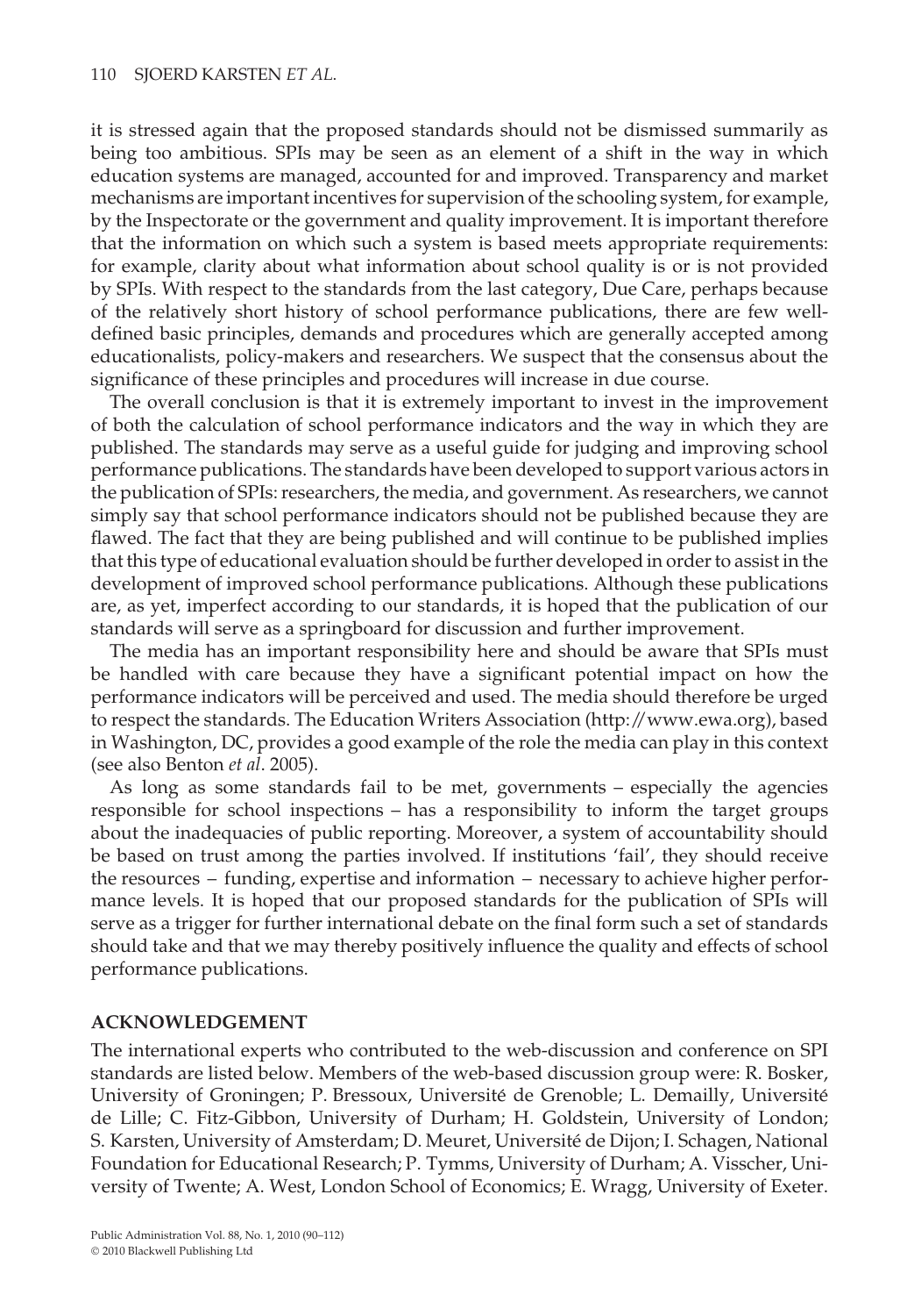it is stressed again that the proposed standards should not be dismissed summarily as being too ambitious. SPIs may be seen as an element of a shift in the way in which education systems are managed, accounted for and improved. Transparency and market mechanisms are important incentives for supervision of the schooling system, for example, by the Inspectorate or the government and quality improvement. It is important therefore that the information on which such a system is based meets appropriate requirements: for example, clarity about what information about school quality is or is not provided by SPIs. With respect to the standards from the last category, Due Care, perhaps because of the relatively short history of school performance publications, there are few well-defined basic principles, demands and procedures which are generally accepted among educationalists, policy-makers and researchers. We suspect that the consensus about the significance of these principles and procedures will increase in due course.

The overall conclusion is that it is extremely important to invest in the improvement of both the calculation of school performance indicators and the way in which they are published. The standards may serve as a useful guide for judging and improving school performance publications. The standards have been developed to support various actors in the publication of SPIs: researchers, the media, and government. As researchers, we cannot simply say that school performance indicators should not be published because they are flawed. The fact that they are being published and will continue to be published implies that this type of educational evaluation should be further developed in order to assist in the development of improved school performance publications. Although these publications are, as yet, imperfect according to our standards, it is hoped that the publication of our standards will serve as a springboard for discussion and further improvement.

The media has an important responsibility here and should be aware that SPIs must be handled with care because they have a significant potential impact on how the performance indicators will be perceived and used. The media should therefore be urged to respect the standards. The Education Writers Association (http://www.ewa.org), based in Washington, DC, provides a good example of the role the media can play in this context (see also Benton *et al*. 2005).

As long as some standards fail to be met, governments – especially the agencies responsible for school inspections – has a responsibility to inform the target groups about the inadequacies of public reporting. Moreover, a system of accountability should be based on trust among the parties involved. If institutions 'fail', they should receive the resources – funding, expertise and information – necessary to achieve higher performance levels. It is hoped that our proposed standards for the publication of SPIs will serve as a trigger for further international debate on the final form such a set of standards should take and that we may thereby positively influence the quality and effects of school performance publications.

## ACKNOWLEDGEMENT

The international experts who contributed to the web-discussion and conference on SPI standards are listed below. Members of the web-based discussion group were: R. Bosker, University of Groningen; P. Bressoux, Université de Grenoble; L. Demailly, Université de Lille; C. Fitz-Gibbon, University of Durham; H. Goldstein, University of London; S. Karsten, University of Amsterdam; D. Meuret, Université de Dijon; I. Schagen, National Foundation for Educational Research; P. Tymms, University of Durham; A. Visscher, University of Twente; A. West, London School of Economics; E. Wragg, University of Exeter.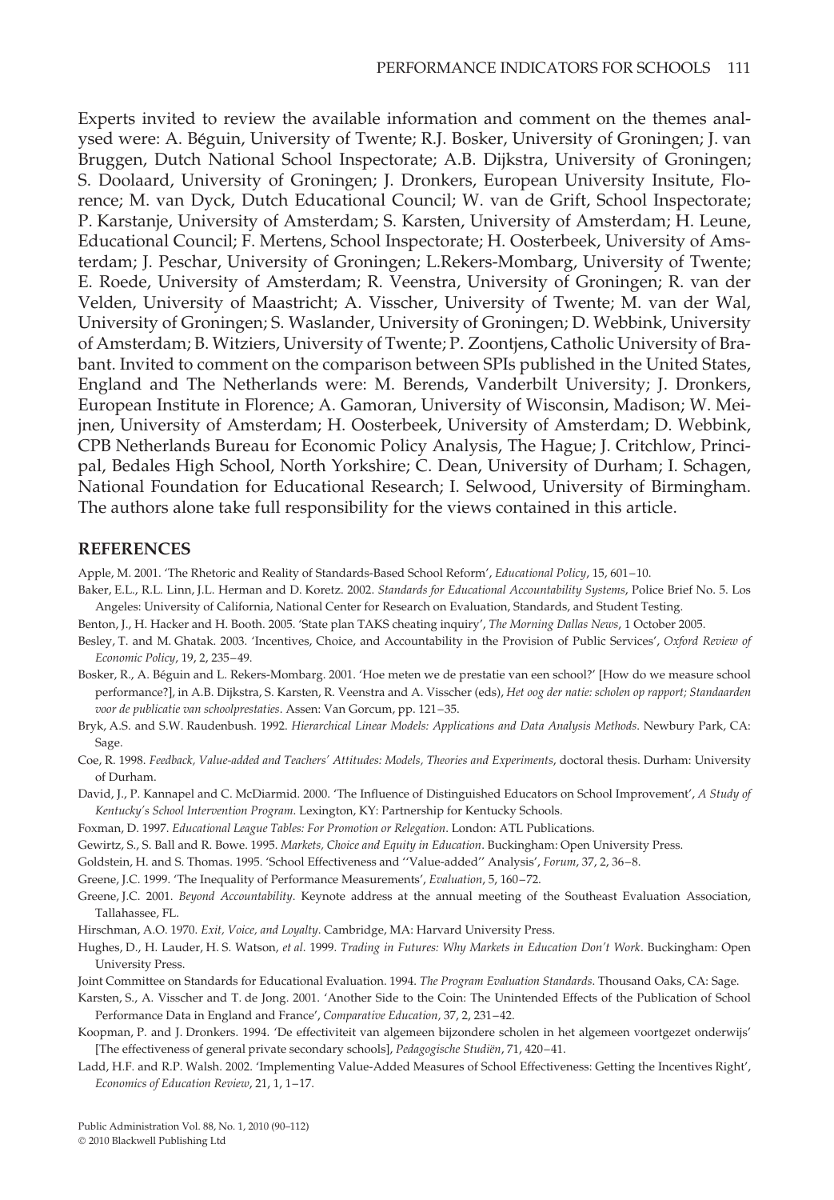Experts invited to review the available information and comment on the themes analysed were: A. Béguin, University of Twente; R.J. Bosker, University of Groningen; J. van Bruggen, Dutch National School Inspectorate; A.B. Dijkstra, University of Groningen; S. Doolaard, University of Groningen; J. Dronkers, European University Insitute, Florence; M. van Dyck, Dutch Educational Council; W. van de Grift, School Inspectorate; P. Karstanje, University of Amsterdam; S. Karsten, University of Amsterdam; H. Leune, Educational Council; F. Mertens, School Inspectorate; H. Oosterbeek, University of Amsterdam; J. Peschar, University of Groningen; L.Rekers-Mombarg, University of Twente; E. Roede, University of Amsterdam; R. Veenstra, University of Groningen; R. van der Velden, University of Maastricht; A. Visscher, University of Twente; M. van der Wal, University of Groningen; S. Waslander, University of Groningen; D. Webbink, University of Amsterdam; B. Witziers, University of Twente; P. Zoontjens, Catholic University of Brabant. Invited to comment on the comparison between SPIs published in the United States, England and The Netherlands were: M. Berends, Vanderbilt University; J. Dronkers, European Institute in Florence; A. Gamoran, University of Wisconsin, Madison; W. Meijnen, University of Amsterdam; H. Oosterbeek, University of Amsterdam; D. Webbink, CPB Netherlands Bureau for Economic Policy Analysis, The Hague; J. Critchlow, Principal, Bedales High School, North Yorkshire; C. Dean, University of Durham; I. Schagen, National Foundation for Educational Research; I. Selwood, University of Birmingham. The authors alone take full responsibility for the views contained in this article.

## REFERENCES

Apple, M. 2001. 'The Rhetoric and Reality of Standards-Based School Reform', *Educational Policy*, 15, 601–10.

Baker, E.L., R.L. Linn, J.L. Herman and D. Koretz. 2002. *Standards for Educational Accountability Systems*, Police Brief No. 5. Los Angeles: University of California, National Center for Research on Evaluation, Standards, and Student Testing.

Benton, J., H. Hacker and H. Booth. 2005. 'State plan TAKS cheating inquiry', *The Morning Dallas News*, 1 October 2005.

Besley, T. and M. Ghatak. 2003. 'Incentives, Choice, and Accountability in the Provision of Public Services', *Oxford Review of Economic Policy*, 19, 2, 235–49.

Bosker, R., A. Béguin and L. Rekers-Mombarg. 2001. 'Hoe meten we de prestatie van een school?' [How do we measure school performance?], in A.B. Dijkstra, S. Karsten, R. Veenstra and A. Visscher (eds), *Het oog der natie: scholen op rapport; Standaarden voor de publicatie van schoolprestaties*. Assen: Van Gorcum, pp. 121–35.

Bryk, A.S. and S.W. Raudenbush. 1992. *Hierarchical Linear Models: Applications and Data Analysis Methods*. Newbury Park, CA: Sage.

Coe, R. 1998. *Feedback, Value-added and Teachers' Attitudes: Models, Theories and Experiments*, doctoral thesis. Durham: University of Durham.

David, J., P. Kannapel and C. McDiarmid. 2000. 'The Influence of Distinguished Educators on School Improvement', *A Study of Kentucky's School Intervention Program*. Lexington, KY: Partnership for Kentucky Schools.

Foxman, D. 1997. *Educational League Tables: For Promotion or Relegation*. London: ATL Publications.

Gewirtz, S., S. Ball and R. Bowe. 1995. *Markets, Choice and Equity in Education*. Buckingham: Open University Press.

Goldstein, H. and S. Thomas. 1995. 'School Effectiveness and "Value-added" Analysis', *Forum*, 37, 2, 36–8.

Greene, J.C. 1999. 'The Inequality of Performance Measurements', *Evaluation*, 5, 160–72.

Greene, J.C. 2001. *Beyond Accountability*. Keynote address at the annual meeting of the Southeast Evaluation Association, Tallahassee, FL.

Hirschman, A.O. 1970. *Exit, Voice, and Loyalty*. Cambridge, MA: Harvard University Press.

Hughes, D., H. Lauder, H. S. Watson, *et al.* 1999. *Trading in Futures: Why Markets in Education Don't Work*. Buckingham: Open University Press.

Joint Committee on Standards for Educational Evaluation. 1994. *The Program Evaluation Standards*. Thousand Oaks, CA: Sage.

Karsten, S., A. Visscher and T. de Jong. 2001. 'Another Side to the Coin: The Unintended Effects of the Publication of School Performance Data in England and France', *Comparative Education*, 37, 2, 231–42.

Koopman, P. and J. Dronkers. 1994. 'De effectiviteit van algemeen bijzondere scholen in het algemeen voortgezet onderwijs' [The effectiveness of general private secondary schools], *Pedagogische Studiën*, 71, 420–41.

Ladd, H.F. and R.P. Walsh. 2002. 'Implementing Value-Added Measures of School Effectiveness: Getting the Incentives Right', *Economics of Education Review*, 21, 1, 1–17.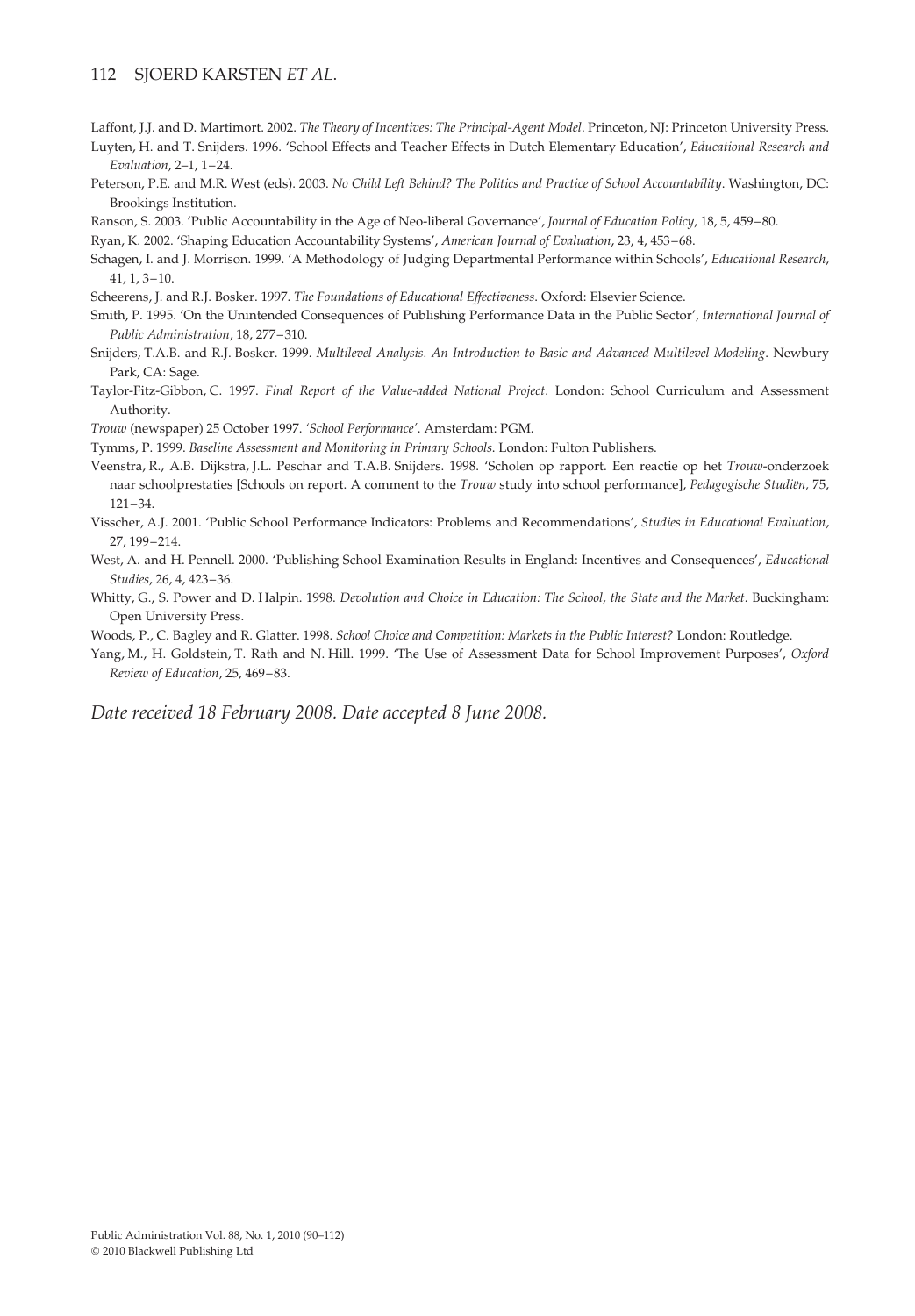Laffont, J.J. and D. Martimort. 2002. *The Theory of Incentives: The Principal-Agent Model*. Princeton, NJ: Princeton University Press.

Luyten, H. and T. Snijders. 1996. 'School Effects and Teacher Effects in Dutch Elementary Education', *Educational Research and Evaluation*, 2–1, 1–24.

Peterson, P.E. and M.R. West (eds). 2003. *No Child Left Behind? The Politics and Practice of School Accountability*. Washington, DC: Brookings Institution.

Ranson, S. 2003. 'Public Accountability in the Age of Neo-liberal Governance', *Journal of Education Policy*, 18, 5, 459–80.

Ryan, K. 2002. 'Shaping Education Accountability Systems', *American Journal of Evaluation*, 23, 4, 453–68.

Schagen, I. and J. Morrison. 1999. 'A Methodology of Judging Departmental Performance within Schools', *Educational Research*, 41, 1, 3–10.

Scheerens, J. and R.J. Bosker. 1997. *The Foundations of Educational Effectiveness*. Oxford: Elsevier Science.

Smith, P. 1995. 'On the Unintended Consequences of Publishing Performance Data in the Public Sector', *International Journal of Public Administration*, 18, 277–310.

Snijders, T.A.B. and R.J. Bosker. 1999. *Multilevel Analysis. An Introduction to Basic and Advanced Multilevel Modeling*. Newbury Park, CA: Sage.

Taylor-Fitz-Gibbon, C. 1997. *Final Report of the Value-added National Project*. London: School Curriculum and Assessment Authority.

*Trouw* (newspaper) 25 October 1997. '*School Performance*'. Amsterdam: PGM.

Tymms, P. 1999. *Baseline Assessment and Monitoring in Primary Schools*. London: Fulton Publishers.

Veenstra, R., A.B. Dijkstra, J.L. Peschar and T.A.B. Snijders. 1998. 'Scholen op rapport. Een reactie op het *Trouw*-onderzoek naar schoolprestaties [Schools on report. A comment to the *Trouw* study into school performance], *Pedagogische Studiën*, 75, 121–34.

Visscher, A.J. 2001. 'Public School Performance Indicators: Problems and Recommendations', *Studies in Educational Evaluation*, 27, 199–214.

West, A. and H. Pennell. 2000. 'Publishing School Examination Results in England: Incentives and Consequences', *Educational Studies*, 26, 4, 423–36.

Whitty, G., S. Power and D. Halpin. 1998. *Devolution and Choice in Education: The School, the State and the Market*. Buckingham: Open University Press.

Woods, P., C. Bagley and R. Glatter. 1998. *School Choice and Competition: Markets in the Public Interest?* London: Routledge.

Yang, M., H. Goldstein, T. Rath and N. Hill. 1999. 'The Use of Assessment Data for School Improvement Purposes', *Oxford Review of Education*, 25, 469–83.

*Date received 18 February 2008. Date accepted 8 June 2008.*